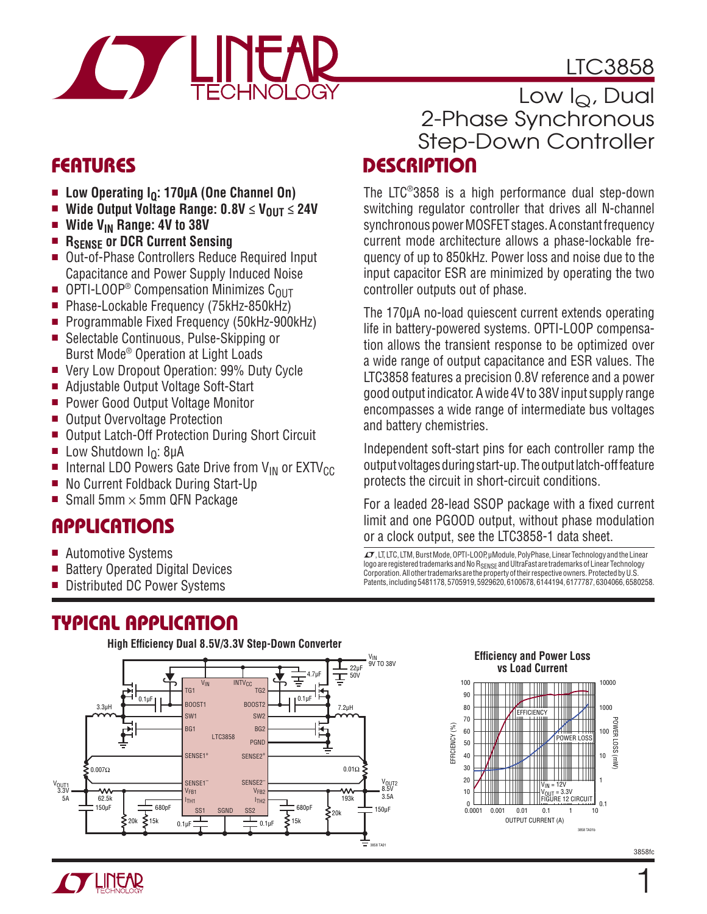# LTC3858

## Low $I_Q$, Dual 2-Phase Synchronous Step-Down Controller

## FEATURES

- **Low Operating $I_Q$: 170μA (One Channel On)**
- **Wide Output Voltage Range: 0.8V ≤ $V_{OUT}$ ≤ 24V**
- **Wide $V_{IN}$ Range: 4V to 38V**
- **$R_{SENSE}$ or DCR Current Sensing**
- Out-of-Phase Controllers Reduce Required Input Capacitance and Power Supply Induced Noise
- OPTI-LOOP® Compensation Minimizes $C_{OUT}$
- Phase-Lockable Frequency (75kHz-850kHz)
- Programmable Fixed Frequency (50kHz-900kHz)
- Selectable Continuous, Pulse-Skipping or Burst Mode® Operation at Light Loads
- Very Low Dropout Operation: 99% Duty Cycle
- Adjustable Output Voltage Soft-Start
- Power Good Output Voltage Monitor
- Output Overvoltage Protection
- Output Latch-Off Protection During Short Circuit
- Low Shutdown $I_Q$: 8μA
- Internal LDO Powers Gate Drive from $V_{IN}$ or $EXTV_{CC}$
- No Current Foldback During Start-Up
- Small 5mm × 5mm QFN Package

## APPLICATIONS

- Automotive Systems
- Battery Operated Digital Devices
- Distributed DC Power Systems

## DESCRIPTION

The LTC®3858 is a high performance dual step-down switching regulator controller that drives all N-channel synchronous power MOSFET stages. A constant frequency current mode architecture allows a phase-lockable frequency of up to 850kHz. Power loss and noise due to the input capacitor ESR are minimized by operating the two controller outputs out of phase.

The 170μA no-load quiescent current extends operating life in battery-powered systems. OPTI-LOOP compensation allows the transient response to be optimized over a wide range of output capacitance and ESR values. The LTC3858 features a precision 0.8V reference and a power good output indicator. A wide 4V to 38V input supply range encompasses a wide range of intermediate bus voltages and battery chemistries.

Independent soft-start pins for each controller ramp the output voltages during start-up. The output latch-off feature protects the circuit in short-circuit conditions.

For a leaded 28-lead SSOP package with a fixed current limit and one PGOOD output, without phase modulation or a clock output, see the LTC3858-1 data sheet.

LT, LTC, LTM, Burst Mode, OPTI-LOOP, μModule, PolyPhase, Linear Technology and the Linear logo are registered trademarks and No $R_{SENSE}$ and UltraFast are trademarks of Linear Technology Corporation. All other trademarks are the property of their respective owners. Protected by U.S. Patents, including 5481178, 5705919, 5929620, 6100678, 6144194, 6177787, 6304066, 6580258.

## TYPICAL APPLICATION

**High Efficiency Dual 8.5V/3.3V Step-Down Converter**

**Efficiency and Power Loss vs Load Current**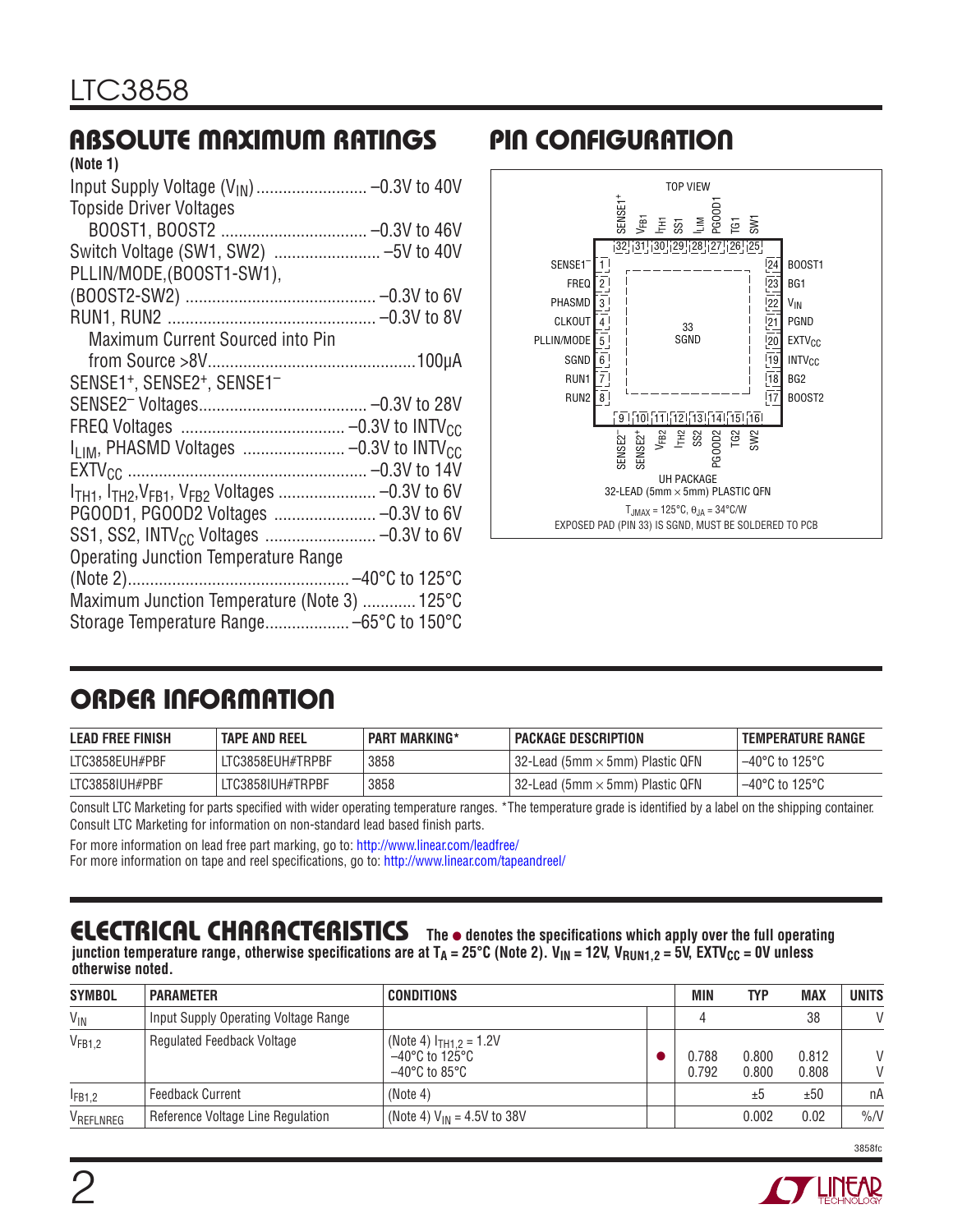## ABSOLUTE MAXIMUM RATINGS

(Note 1)

Input Supply Voltage ($V_{IN}$) ......................... –0.3V to 40V
Topside Driver Voltages
 BOOST1, BOOST2 ................................. –0.3V to 46V
Switch Voltage (SW1, SW2) ........................ –5V to 40V
PLLIN/MODE,(BOOST1-SW1),
(BOOST2-SW2) ........................................... –0.3V to 6V
RUN1, RUN2 ............................................... –0.3V to 8V
 Maximum Current Sourced into Pin
 from Source >8V..............................................100µA
$SENSE1^+$, $SENSE2^+$, $SENSE1^–$
$SENSE2^–$ Voltages...................................... –0.3V to 28V
FREQ Voltages ..................................... –0.3V to $INTV_{CC}$
$I_{LIM}$, PHASMD Voltages ....................... –0.3V to $INTV_{CC}$
$EXTV_{CC}$ ...................................................... –0.3V to 14V
$I_{TH1}$, $I_{TH2}$, $V_{FB1}$, $V_{FB2}$ Voltages ...................... –0.3V to 6V
PGOOD1, PGOOD2 Voltages ....................... –0.3V to 6V
SS1, SS2, $INTV_{CC}$ Voltages ......................... –0.3V to 6V
Operating Junction Temperature Range
(Note 2)..................................................–40°C to 125°C
Maximum Junction Temperature (Note 3) ............ 125°C
Storage Temperature Range...................–65°C to 150°C

## PIN CONFIGURATION

TOP VIEW

Pins 32–25 (top): $SENSE1^+$, $V_{FB1}$, $I_{TH1}$, SS1, $I_{LIM}$, PGOOD1, TG1, SW1

Pins 1–8 (left): 1 $SENSE1^–$, 2 FREQ, 3 PHASMD, 4 CLKOUT, 5 PLLIN/MODE, 6 SGND, 7 RUN1, 8 RUN2

Pins 24–17 (right): 24 BOOST1, 23 BG1, 22 $V_{IN}$, 21 PGND, 20 $EXTV_{CC}$, 19 $INTV_{CC}$, 18 BG2, 17 BOOST2

Pins 9–16 (bottom): $SENSE2^–$, $SENSE2^+$, $V_{FB2}$, $I_{TH2}$, SS2, PGOOD2, TG2, SW2

33 SGND

UH PACKAGE
32-LEAD (5mm × 5mm) PLASTIC QFN
$T_{JMAX}$ = 125°C, $\theta_{JA}$ = 34°C/W
EXPOSED PAD (PIN 33) IS SGND, MUST BE SOLDERED TO PCB

## ORDER INFORMATION

| LEAD FREE FINISH | TAPE AND REEL | PART MARKING* | PACKAGE DESCRIPTION | TEMPERATURE RANGE |
|---|---|---|---|---|
| LTC3858EUH#PBF | LTC3858EUH#TRPBF | 3858 | 32-Lead (5mm × 5mm) Plastic QFN | –40°C to 125°C |
| LTC3858IUH#PBF | LTC3858IUH#TRPBF | 3858 | 32-Lead (5mm × 5mm) Plastic QFN | –40°C to 125°C |

Consult LTC Marketing for parts specified with wider operating temperature ranges. *The temperature grade is identified by a label on the shipping container. Consult LTC Marketing for information on non-standard lead based finish parts.

For more information on lead free part marking, go to: http://www.linear.com/leadfree/
For more information on tape and reel specifications, go to: http://www.linear.com/tapeandreel/

## ELECTRICAL CHARACTERISTICS

**The ● denotes the specifications which apply over the full operating junction temperature range, otherwise specifications are at $T_A$ = 25°C (Note 2). $V_{IN}$ = 12V, $V_{RUN1,2}$ = 5V, $EXTV_{CC}$ = 0V unless otherwise noted.**

| SYMBOL | PARAMETER | CONDITIONS | | MIN | TYP | MAX | UNITS |
|---|---|---|---|---|---|---|---|
| $V_{IN}$ | Input Supply Operating Voltage Range | | | 4 | | 38 | V |
| $V_{FB1,2}$ | Regulated Feedback Voltage | (Note 4) $I_{TH1,2}$ = 1.2V<br>–40°C to 125°C<br>–40°C to 85°C | ● | 0.788<br>0.792 | 0.800<br>0.800 | 0.812<br>0.808 | V<br>V |
| $I_{FB1,2}$ | Feedback Current | (Note 4) | | | ±5 | ±50 | nA |
| $V_{REFLNREG}$ | Reference Voltage Line Regulation | (Note 4) $V_{IN}$ = 4.5V to 38V | | | 0.002 | 0.02 | %/V |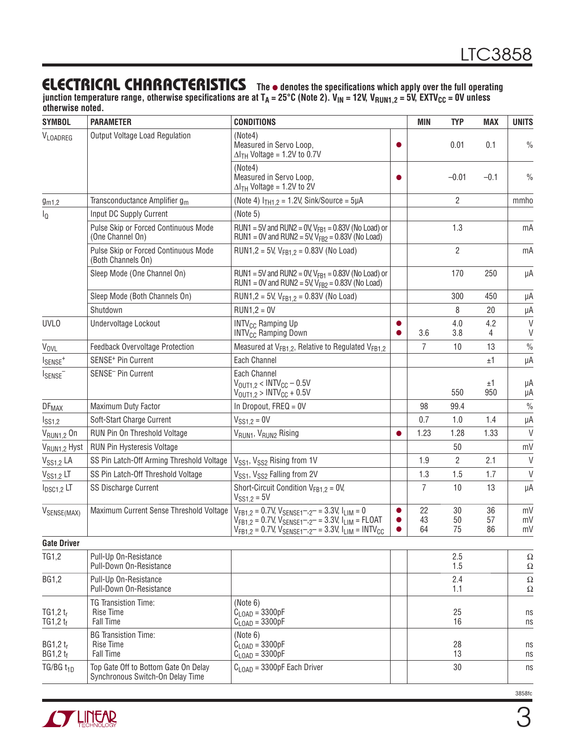## ELECTRICAL CHARACTERISTICS

**The ● denotes the specifications which apply over the full operating junction temperature range, otherwise specifications are at $T_A = 25°C$ (Note 2). $V_{IN} = 12V$, $V_{RUN1,2} = 5V$, $EXTV_{CC} = 0V$ unless otherwise noted.**

| SYMBOL | PARAMETER | CONDITIONS | | MIN | TYP | MAX | UNITS |
|---|---|---|---|---|---|---|---|
| $V_{LOADREG}$ | Output Voltage Load Regulation | (Note4) Measured in Servo Loop, $\Delta I_{TH}$ Voltage = 1.2V to 0.7V | ● | | 0.01 | 0.1 | % |
| | | (Note4) Measured in Servo Loop, $\Delta I_{TH}$ Voltage = 1.2V to 2V | ● | | –0.01 | –0.1 | % |
| $g_{m1,2}$ | Transconductance Amplifier $g_m$ | (Note 4) $I_{TH1,2}$ = 1.2V, Sink/Source = 5μA | | | 2 | | mmho |
| $I_Q$ | Input DC Supply Current | (Note 5) | | | | | |
| | Pulse Skip or Forced Continuous Mode (One Channel On) | RUN1 = 5V and RUN2 = 0V, $V_{FB1}$ = 0.83V (No Load) or RUN1 = 0V and RUN2 = 5V, $V_{FB2}$ = 0.83V (No Load) | | | 1.3 | | mA |
| | Pulse Skip or Forced Continuous Mode (Both Channels On) | RUN1,2 = 5V, $V_{FB1,2}$ = 0.83V (No Load) | | | 2 | | mA |
| | Sleep Mode (One Channel On) | RUN1 = 5V and RUN2 = 0V, $V_{FB1}$ = 0.83V (No Load) or RUN1 = 0V and RUN2 = 5V, $V_{FB2}$ = 0.83V (No Load) | | | 170 | 250 | μA |
| | Sleep Mode (Both Channels On) | RUN1,2 = 5V, $V_{FB1,2}$ = 0.83V (No Load) | | | 300 | 450 | μA |
| | Shutdown | RUN1,2 = 0V | | | 8 | 20 | μA |
| UVLO | Undervoltage Lockout | $INTV_{CC}$ Ramping Up<br>$INTV_{CC}$ Ramping Down | ●<br>● | <br>3.6 | 4.0<br>3.8 | 4.2<br>4 | V<br>V |
| $V_{OVL}$ | Feedback Overvoltage Protection | Measured at $V_{FB1,2}$, Relative to Regulated $V_{FB1,2}$ | | 7 | 10 | 13 | % |
| $I_{SENSE^+}$ | SENSE⁺ Pin Current | Each Channel | | | | ±1 | μA |
| $I_{SENSE^-}$ | SENSE⁻ Pin Current | Each Channel<br>$V_{OUT1,2} < INTV_{CC} – 0.5V$<br>$V_{OUT1,2} > INTV_{CC} + 0.5V$ | | | <br><br>550 | <br>±1<br>950 | <br>μA<br>μA |
| $DF_{MAX}$ | Maximum Duty Factor | In Dropout, FREQ = 0V | | 98 | 99.4 | | % |
| $I_{SS1,2}$ | Soft-Start Charge Current | $V_{SS1,2}$ = 0V | | 0.7 | 1.0 | 1.4 | μA |
| $V_{RUN1,2}$ On | RUN Pin On Threshold Voltage | $V_{RUN1}$, $V_{RUN2}$ Rising | ● | 1.23 | 1.28 | 1.33 | V |
| $V_{RUN1,2}$ Hyst | RUN Pin Hysteresis Voltage | | | | 50 | | mV |
| $V_{SS1,2}$ LA | SS Pin Latch-Off Arming Threshold Voltage | $V_{SS1}$, $V_{SS2}$ Rising from 1V | | 1.9 | 2 | 2.1 | V |
| $V_{SS1,2}$ LT | SS Pin Latch-Off Threshold Voltage | $V_{SS1}$, $V_{SS2}$ Falling from 2V | | 1.3 | 1.5 | 1.7 | V |
| $I_{DSC1,2}$ LT | SS Discharge Current | Short-Circuit Condition $V_{FB1,2}$ = 0V, $V_{SS1,2}$ = 5V | | 7 | 10 | 13 | μA |
| $V_{SENSE(MAX)}$ | Maximum Current Sense Threshold Voltage | $V_{FB1,2}$ = 0.7V, $V_{SENSE1^-,2^-}$ = 3.3V, $I_{LIM}$ = 0<br>$V_{FB1,2}$ = 0.7V, $V_{SENSE1^-,2^-}$ = 3.3V, $I_{LIM}$ = FLOAT<br>$V_{FB1,2}$ = 0.7V, $V_{SENSE1^-,2^-}$ = 3.3V, $I_{LIM}$ = $INTV_{CC}$ | ●<br>●<br>● | 22<br>43<br>64 | 30<br>50<br>75 | 36<br>57<br>86 | mV<br>mV<br>mV |
| **Gate Driver** | | | | | | | |
| TG1,2 | Pull-Up On-Resistance<br>Pull-Down On-Resistance | | | | 2.5<br>1.5 | | Ω<br>Ω |
| BG1,2 | Pull-Up On-Resistance<br>Pull-Down On-Resistance | | | | 2.4<br>1.1 | | Ω<br>Ω |
| TG1,2 $t_r$<br>TG1,2 $t_f$ | TG Transition Time:<br>Rise Time<br>Fall Time | (Note 6)<br>$C_{LOAD}$ = 3300pF<br>$C_{LOAD}$ = 3300pF | | | <br>25<br>16 | | <br>ns<br>ns |
| BG1,2 $t_r$<br>BG1,2 $t_f$ | BG Transition Time:<br>Rise Time<br>Fall Time | (Note 6)<br>$C_{LOAD}$ = 3300pF<br>$C_{LOAD}$ = 3300pF | | | <br>28<br>13 | | <br>ns<br>ns |
| TG/BG $t_{1D}$ | Top Gate Off to Bottom Gate On Delay Synchronous Switch-On Delay Time | $C_{LOAD}$ = 3300pF Each Driver | | | 30 | | ns |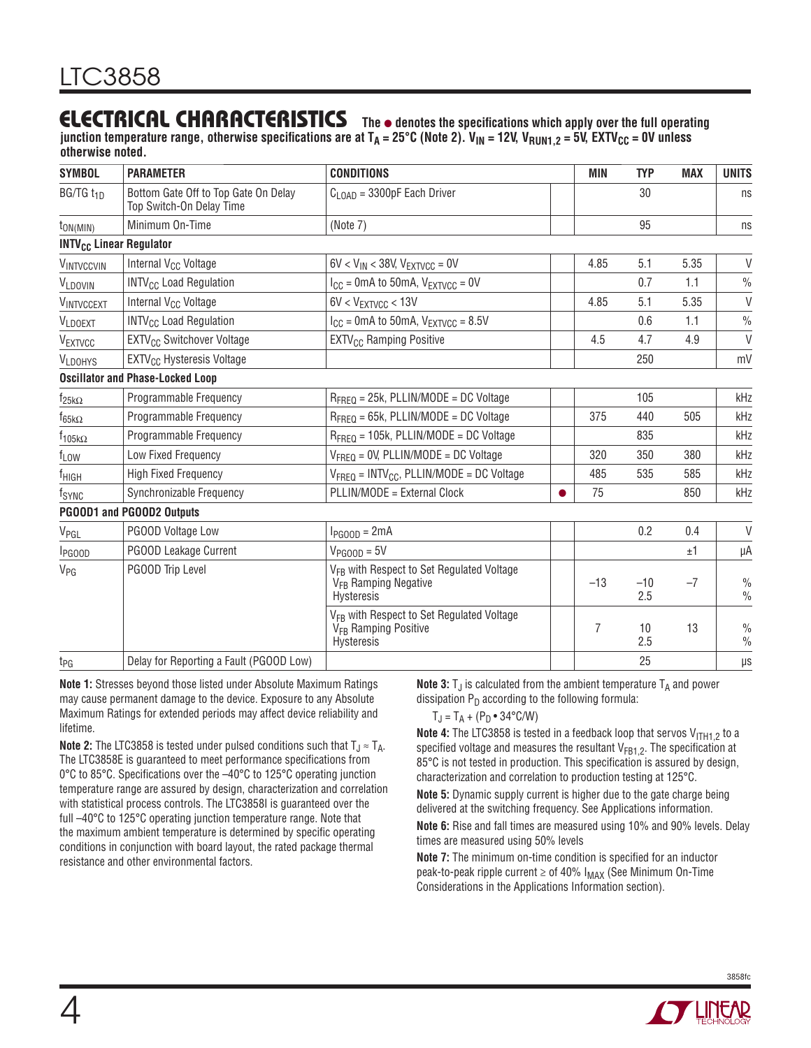## ELECTRICAL CHARACTERISTICS

**The ● denotes the specifications which apply over the full operating junction temperature range, otherwise specifications are at $T_A = 25°C$ (Note 2). $V_{IN} = 12V$, $V_{RUN1,2} = 5V$, $EXTV_{CC} = 0V$ unless otherwise noted.**

| SYMBOL | PARAMETER | CONDITIONS | | MIN | TYP | MAX | UNITS |
|---|---|---|---|---|---|---|---|
| BG/TG $t_{1D}$ | Bottom Gate Off to Top Gate On Delay Top Switch-On Delay Time | $C_{LOAD}$ = 3300pF Each Driver | | | 30 | | ns |
| $t_{ON(MIN)}$ | Minimum On-Time | (Note 7) | | | 95 | | ns |
| **$INTV_{CC}$ Linear Regulator** | | | | | | | |
| $V_{INTVCCVIN}$ | Internal $V_{CC}$ Voltage | 6V < $V_{IN}$ < 38V, $V_{EXTVCC}$ = 0V | | 4.85 | 5.1 | 5.35 | V |
| $V_{LDOVIN}$ | $INTV_{CC}$ Load Regulation | $I_{CC}$ = 0mA to 50mA, $V_{EXTVCC}$ = 0V | | | 0.7 | 1.1 | % |
| $V_{INTVCCEXT}$ | Internal $V_{CC}$ Voltage | 6V < $V_{EXTVCC}$ < 13V | | 4.85 | 5.1 | 5.35 | V |
| $V_{LDOEXT}$ | $INTV_{CC}$ Load Regulation | $I_{CC}$ = 0mA to 50mA, $V_{EXTVCC}$ = 8.5V | | | 0.6 | 1.1 | % |
| $V_{EXTVCC}$ | $EXTV_{CC}$ Switchover Voltage | $EXTV_{CC}$ Ramping Positive | | 4.5 | 4.7 | 4.9 | V |
| $V_{LDOHYS}$ | $EXTV_{CC}$ Hysteresis Voltage | | | | 250 | | mV |
| **Oscillator and Phase-Locked Loop** | | | | | | | |
| $f_{25k\Omega}$ | Programmable Frequency | $R_{FREQ}$ = 25k, PLLIN/MODE = DC Voltage | | | 105 | | kHz |
| $f_{65k\Omega}$ | Programmable Frequency | $R_{FREQ}$ = 65k, PLLIN/MODE = DC Voltage | | 375 | 440 | 505 | kHz |
| $f_{105k\Omega}$ | Programmable Frequency | $R_{FREQ}$ = 105k, PLLIN/MODE = DC Voltage | | | 835 | | kHz |
| $f_{LOW}$ | Low Fixed Frequency | $V_{FREQ}$ = 0V, PLLIN/MODE = DC Voltage | | 320 | 350 | 380 | kHz |
| $f_{HIGH}$ | High Fixed Frequency | $V_{FREQ}$ = $INTV_{CC}$, PLLIN/MODE = DC Voltage | | 485 | 535 | 585 | kHz |
| $f_{SYNC}$ | Synchronizable Frequency | PLLIN/MODE = External Clock | ● | 75 | | 850 | kHz |
| **PGOOD1 and PGOOD2 Outputs** | | | | | | | |
| $V_{PGL}$ | PGOOD Voltage Low | $I_{PGOOD}$ = 2mA | | | 0.2 | 0.4 | V |
| $I_{PGOOD}$ | PGOOD Leakage Current | $V_{PGOOD}$ = 5V | | | | ±1 | µA |
| $V_{PG}$ | PGOOD Trip Level | $V_{FB}$ with Respect to Set Regulated Voltage $V_{FB}$ Ramping Negative Hysteresis | | –13 | –10 2.5 | –7 | % % |
| | | $V_{FB}$ with Respect to Set Regulated Voltage $V_{FB}$ Ramping Positive Hysteresis | | 7 | 10 2.5 | 13 | % % |
| $t_{PG}$ | Delay for Reporting a Fault (PGOOD Low) | | | | 25 | | µs |

**Note 1:** Stresses beyond those listed under Absolute Maximum Ratings may cause permanent damage to the device. Exposure to any Absolute Maximum Ratings for extended periods may affect device reliability and lifetime.

**Note 2:** The LTC3858 is tested under pulsed conditions such that $T_J \approx T_A$. The LTC3858E is guaranteed to meet performance specifications from 0°C to 85°C. Specifications over the –40°C to 125°C operating junction temperature range are assured by design, characterization and correlation with statistical process controls. The LTC3858I is guaranteed over the full –40°C to 125°C operating junction temperature range. Note that the maximum ambient temperature is determined by specific operating conditions in conjunction with board layout, the rated package thermal resistance and other environmental factors.

**Note 3:** $T_J$ is calculated from the ambient temperature $T_A$ and power dissipation $P_D$ according to the following formula:

$$T_J = T_A + (P_D \bullet 34°C/W)$$

**Note 4:** The LTC3858 is tested in a feedback loop that servos $V_{ITH1,2}$ to a specified voltage and measures the resultant $V_{FB1,2}$. The specification at 85°C is not tested in production. This specification is assured by design, characterization and correlation to production testing at 125°C.

**Note 5:** Dynamic supply current is higher due to the gate charge being delivered at the switching frequency. See Applications information.

**Note 6:** Rise and fall times are measured using 10% and 90% levels. Delay times are measured using 50% levels

**Note 7:** The minimum on-time condition is specified for an inductor peak-to-peak ripple current ≥ of 40% $I_{MAX}$ (See Minimum On-Time Considerations in the Applications Information section).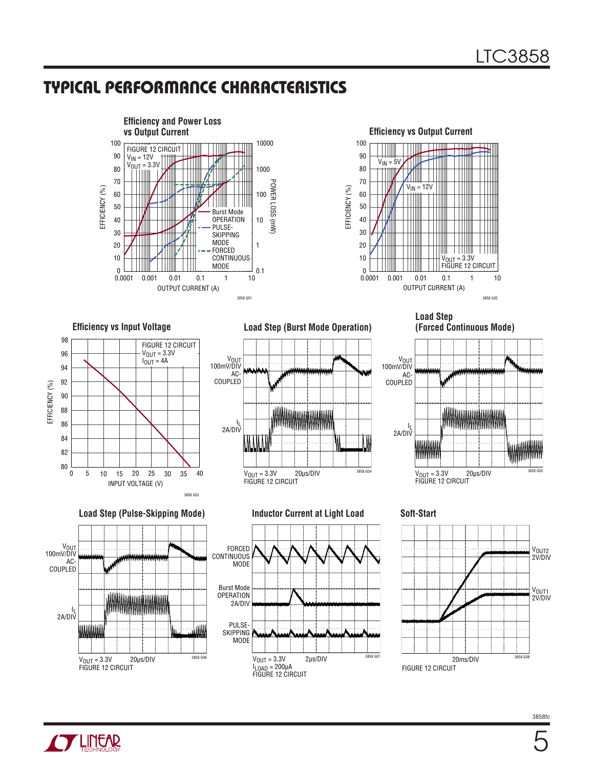## TYPICAL PERFORMANCE CHARACTERISTICS

**Efficiency and Power Loss vs Output Current**

FIGURE 12 CIRCUIT
$V_{IN}$ = 12V
$V_{OUT}$ = 3.3V

EFFICIENCY (%) / POWER LOSS (mW) / OUTPUT CURRENT (A)

Burst Mode OPERATION
PULSE-SKIPPING MODE
FORCED CONTINUOUS MODE

3858 G01

**Efficiency vs Output Current**

$V_{IN}$ = 5V
$V_{IN}$ = 12V
$V_{OUT}$ = 3.3V
FIGURE 12 CIRCUIT

EFFICIENCY (%) / OUTPUT CURRENT (A)

3858 G02

**Efficiency vs Input Voltage**

FIGURE 12 CIRCUIT
$V_{OUT}$ = 3.3V
$I_{OUT}$ = 4A

EFFICIENCY (%) / INPUT VOLTAGE (V)

3858 G03

**Load Step (Burst Mode Operation)**

$V_{OUT}$ 100mV/DIV AC-COUPLED
$I_L$ 2A/DIV
$V_{OUT}$ = 3.3V 20µs/DIV
FIGURE 12 CIRCUIT

3858 G04

**Load Step (Forced Continuous Mode)**

$V_{OUT}$ 100mV/DIV AC-COUPLED
$I_L$ 2A/DIV
$V_{OUT}$ = 3.3V 20µs/DIV
FIGURE 12 CIRCUIT

3858 G05

**Load Step (Pulse-Skipping Mode)**

$V_{OUT}$ 100mV/DIV AC-COUPLED
$I_L$ 2A/DIV
$V_{OUT}$ = 3.3V 20µs/DIV
FIGURE 12 CIRCUIT

3858 G06

**Inductor Current at Light Load**

FORCED CONTINUOUS MODE
Burst Mode OPERATION 2A/DIV
PULSE-SKIPPING MODE
$V_{OUT}$ = 3.3V 2µs/DIV
$I_{LOAD}$ = 200µA
FIGURE 12 CIRCUIT

3858 G07

**Soft-Start**

$V_{OUT2}$ 2V/DIV
$V_{OUT1}$ 2V/DIV
20ms/DIV
FIGURE 12 CIRCUIT

3858 G08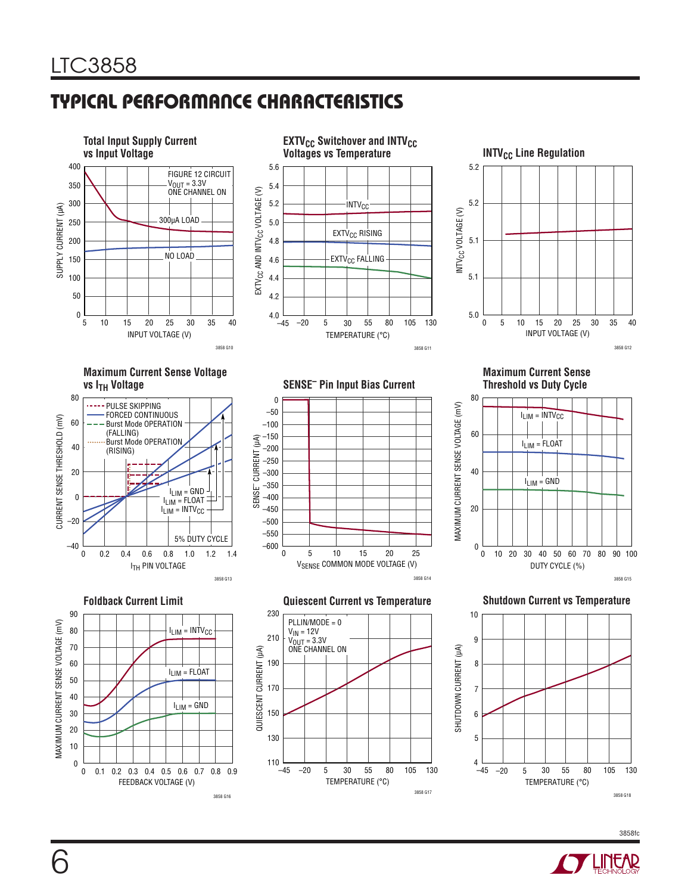## TYPICAL PERFORMANCE CHARACTERISTICS

**Total Input Supply Current vs Input Voltage**

FIGURE 12 CIRCUIT
$V_{OUT}$ = 3.3V
ONE CHANNEL ON

300μA LOAD

NO LOAD

SUPPLY CURRENT (μA)

INPUT VOLTAGE (V)

3858 G10

**$EXTV_{CC}$ Switchover and $INTV_{CC}$ Voltages vs Temperature**

$INTV_{CC}$

$EXTV_{CC}$ RISING

$EXTV_{CC}$ FALLING

$EXTV_{CC}$ AND $INTV_{CC}$ VOLTAGE (V)

TEMPERATURE (°C)

3858 G11

**$INTV_{CC}$ Line Regulation**

$INTV_{CC}$ VOLTAGE (V)

INPUT VOLTAGE (V)

3858 G12

**Maximum Current Sense Voltage vs $I_{TH}$ Voltage**

PULSE SKIPPING
FORCED CONTINUOUS
Burst Mode OPERATION (FALLING)
Burst Mode OPERATION (RISING)

$I_{LIM}$ = GND
$I_{LIM}$ = FLOAT
$I_{LIM}$ = $INTV_{CC}$

5% DUTY CYCLE

CURRENT SENSE THRESHOLD (mV)

$I_{TH}$ PIN VOLTAGE

3858 G13

**$SENSE^-$ Pin Input Bias Current**

$SENSE^-$ CURRENT (μA)

$V_{SENSE}$ COMMON MODE VOLTAGE (V)

3858 G14

**Maximum Current Sense Threshold vs Duty Cycle**

$I_{LIM}$ = $INTV_{CC}$

$I_{LIM}$ = FLOAT

$I_{LIM}$ = GND

MAXIMUM CURRENT SENSE VOLTAGE (mV)

DUTY CYCLE (%)

3858 G15

**Foldback Current Limit**

$I_{LIM}$ = $INTV_{CC}$

$I_{LIM}$ = FLOAT

$I_{LIM}$ = GND

MAXIMUM CURRENT SENSE VOLTAGE (mV)

FEEDBACK VOLTAGE (V)

3858 G16

**Quiescent Current vs Temperature**

PLLIN/MODE = 0
$V_{IN}$ = 12V
$V_{OUT}$ = 3.3V
ONE CHANNEL ON

QUIESCENT CURRENT (μA)

TEMPERATURE (°C)

3858 G17

**Shutdown Current vs Temperature**

SHUTDOWN CURRENT (μA)

TEMPERATURE (°C)

3858 G18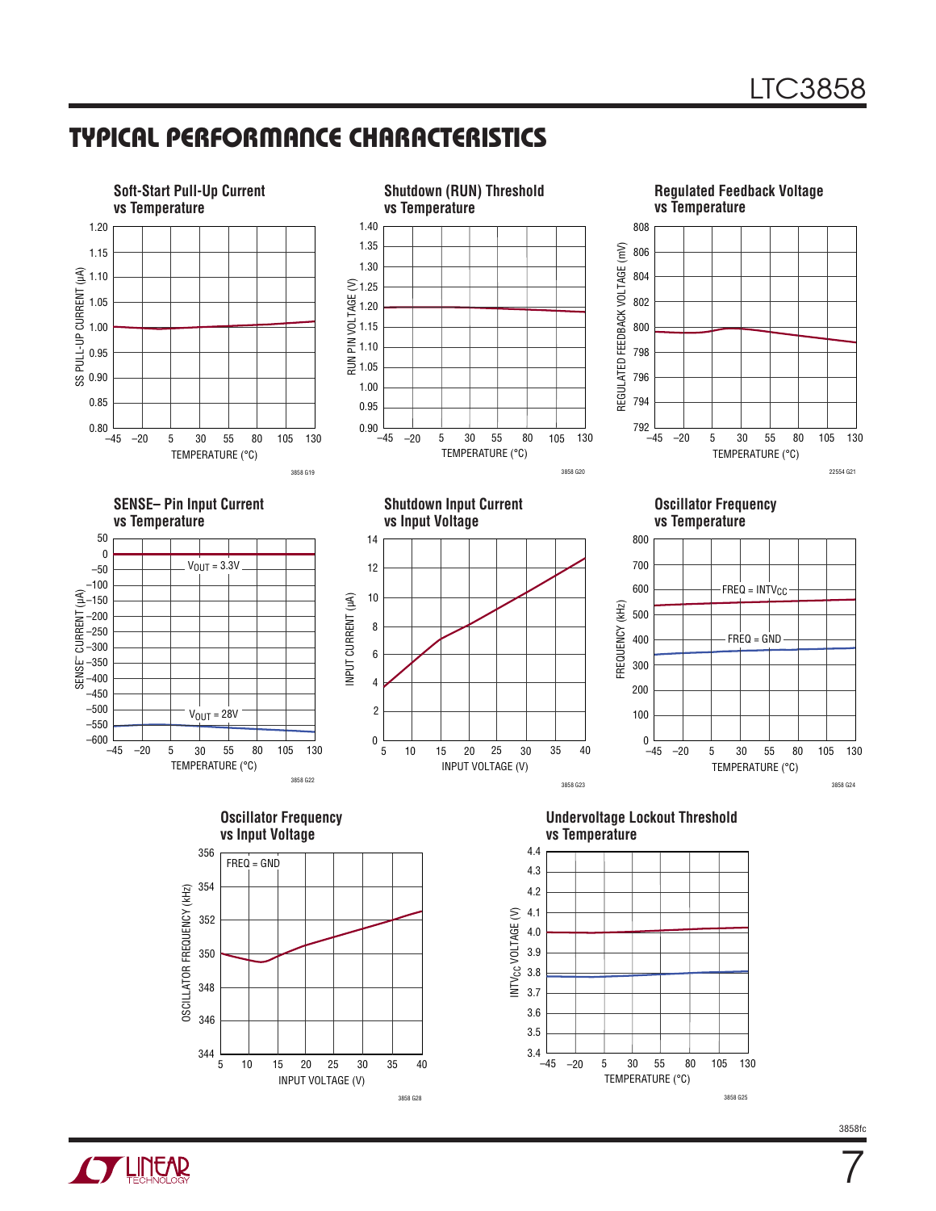## TYPICAL PERFORMANCE CHARACTERISTICS

**Soft-Start Pull-Up Current vs Temperature**

SS PULL-UP CURRENT (µA) vs TEMPERATURE (°C)

3858 G19

**Shutdown (RUN) Threshold vs Temperature**

RUN PIN VOLTAGE (V) vs TEMPERATURE (°C)

3858 G20

**Regulated Feedback Voltage vs Temperature**

REGULATED FEEDBACK VOLTAGE (mV) vs TEMPERATURE (°C)

22554 G21

**SENSE– Pin Input Current vs Temperature**

SENSE– CURRENT (µA) vs TEMPERATURE (°C)

$V_{OUT}$ = 3.3V

$V_{OUT}$ = 28V

3858 G22

**Shutdown Input Current vs Input Voltage**

INPUT CURRENT (µA) vs INPUT VOLTAGE (V)

3858 G23

**Oscillator Frequency vs Temperature**

FREQUENCY (kHz) vs TEMPERATURE (°C)

FREQ = $INTV_{CC}$

FREQ = GND

3858 G24

**Oscillator Frequency vs Input Voltage**

OSCILLATOR FREQUENCY (kHz) vs INPUT VOLTAGE (V)

FREQ = GND

3858 G28

**Undervoltage Lockout Threshold vs Temperature**

$INTV_{CC}$ VOLTAGE (V) vs TEMPERATURE (°C)

3858 G25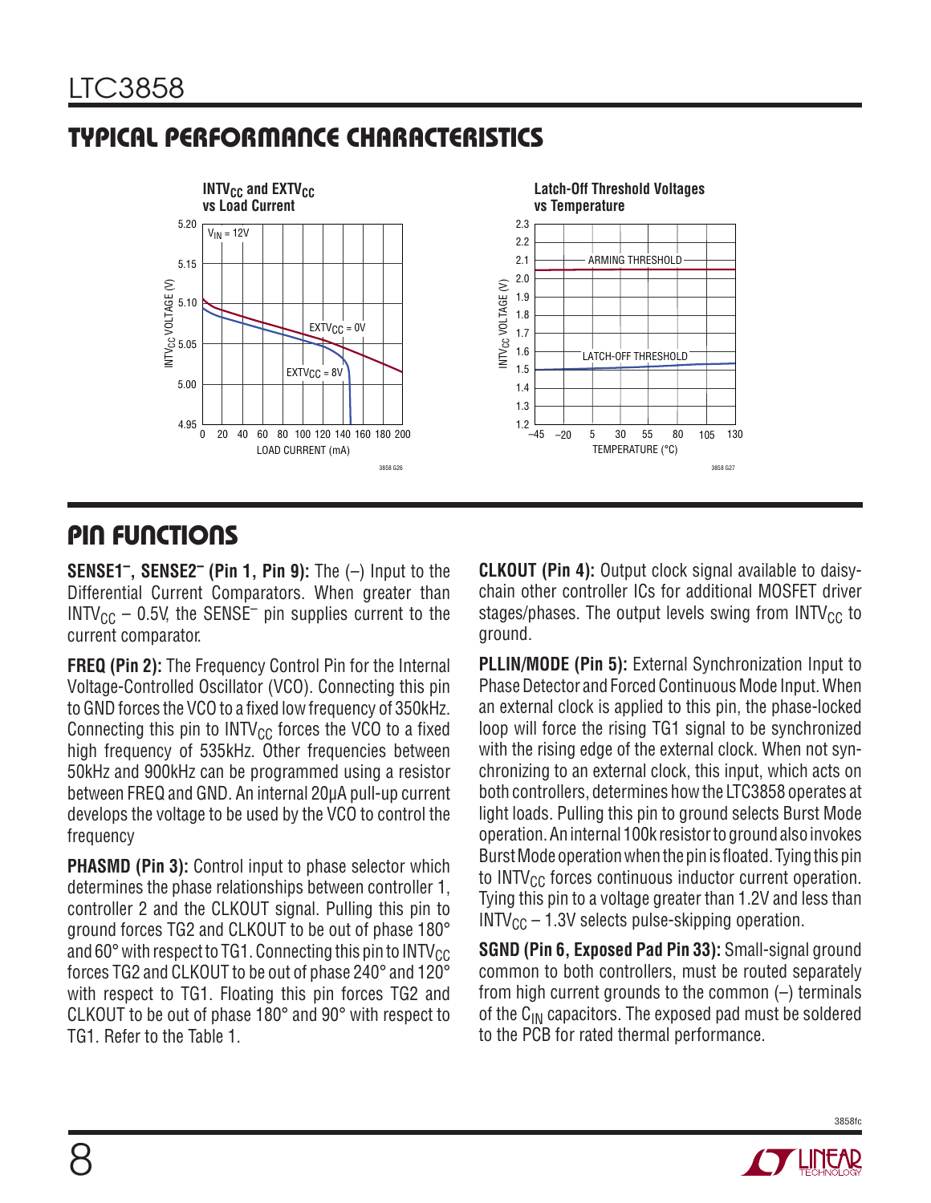## TYPICAL PERFORMANCE CHARACTERISTICS

**$INTV_{CC}$ and $EXTV_{CC}$ vs Load Current**

**Latch-Off Threshold Voltages vs Temperature**

## PIN FUNCTIONS

**$SENSE1^–$, $SENSE2^–$ (Pin 1, Pin 9):** The (–) Input to the Differential Current Comparators. When greater than $INTV_{CC}$ – 0.5V, the $SENSE^–$ pin supplies current to the current comparator.

**FREQ (Pin 2):** The Frequency Control Pin for the Internal Voltage-Controlled Oscillator (VCO). Connecting this pin to GND forces the VCO to a fixed low frequency of 350kHz. Connecting this pin to $INTV_{CC}$ forces the VCO to a fixed high frequency of 535kHz. Other frequencies between 50kHz and 900kHz can be programmed using a resistor between FREQ and GND. An internal 20μA pull-up current develops the voltage to be used by the VCO to control the frequency

**PHASMD (Pin 3):** Control input to phase selector which determines the phase relationships between controller 1, controller 2 and the CLKOUT signal. Pulling this pin to ground forces TG2 and CLKOUT to be out of phase 180° and 60° with respect to TG1. Connecting this pin to $INTV_{CC}$ forces TG2 and CLKOUT to be out of phase 240° and 120° with respect to TG1. Floating this pin forces TG2 and CLKOUT to be out of phase 180° and 90° with respect to TG1. Refer to the Table 1.

**CLKOUT (Pin 4):** Output clock signal available to daisy-chain other controller ICs for additional MOSFET driver stages/phases. The output levels swing from $INTV_{CC}$ to ground.

**PLLIN/MODE (Pin 5):** External Synchronization Input to Phase Detector and Forced Continuous Mode Input. When an external clock is applied to this pin, the phase-locked loop will force the rising TG1 signal to be synchronized with the rising edge of the external clock. When not synchronizing to an external clock, this input, which acts on both controllers, determines how the LTC3858 operates at light loads. Pulling this pin to ground selects Burst Mode operation. An internal 100k resistor to ground also invokes Burst Mode operation when the pin is floated. Tying this pin to $INTV_{CC}$ forces continuous inductor current operation. Tying this pin to a voltage greater than 1.2V and less than $INTV_{CC}$ – 1.3V selects pulse-skipping operation.

**SGND (Pin 6, Exposed Pad Pin 33):** Small-signal ground common to both controllers, must be routed separately from high current grounds to the common (–) terminals of the $C_{IN}$ capacitors. The exposed pad must be soldered to the PCB for rated thermal performance.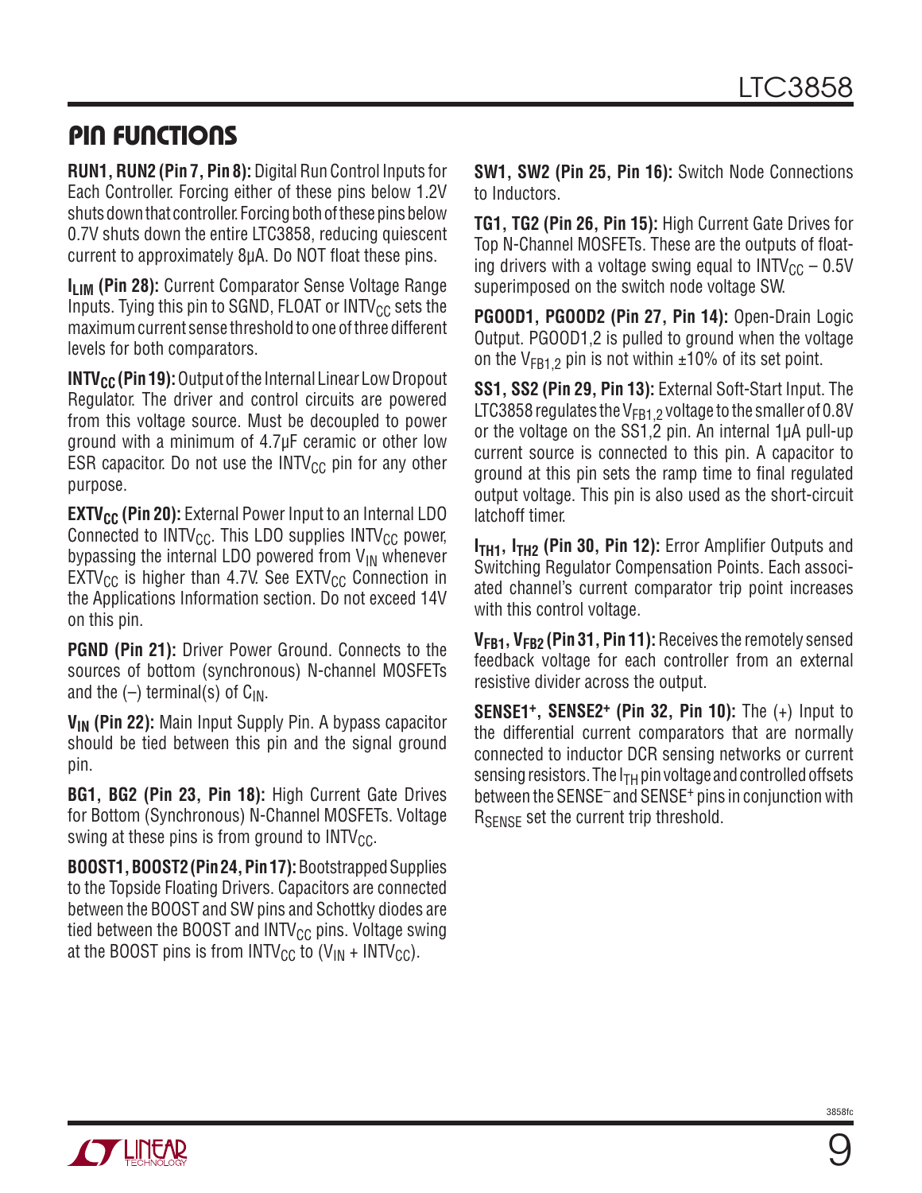## PIN FUNCTIONS

**RUN1, RUN2 (Pin 7, Pin 8):** Digital Run Control Inputs for Each Controller. Forcing either of these pins below 1.2V shuts down that controller. Forcing both of these pins below 0.7V shuts down the entire LTC3858, reducing quiescent current to approximately 8μA. Do NOT float these pins.

**$I_{LIM}$ (Pin 28):** Current Comparator Sense Voltage Range Inputs. Tying this pin to SGND, FLOAT or $INTV_{CC}$ sets the maximum current sense threshold to one of three different levels for both comparators.

**$INTV_{CC}$ (Pin 19):** Output of the Internal Linear Low Dropout Regulator. The driver and control circuits are powered from this voltage source. Must be decoupled to power ground with a minimum of 4.7μF ceramic or other low ESR capacitor. Do not use the $INTV_{CC}$ pin for any other purpose.

**$EXTV_{CC}$ (Pin 20):** External Power Input to an Internal LDO Connected to $INTV_{CC}$. This LDO supplies $INTV_{CC}$ power, bypassing the internal LDO powered from $V_{IN}$ whenever $EXTV_{CC}$ is higher than 4.7V. See $EXTV_{CC}$ Connection in the Applications Information section. Do not exceed 14V on this pin.

**PGND (Pin 21):** Driver Power Ground. Connects to the sources of bottom (synchronous) N-channel MOSFETs and the (–) terminal(s) of $C_{IN}$.

**$V_{IN}$ (Pin 22):** Main Input Supply Pin. A bypass capacitor should be tied between this pin and the signal ground pin.

**BG1, BG2 (Pin 23, Pin 18):** High Current Gate Drives for Bottom (Synchronous) N-Channel MOSFETs. Voltage swing at these pins is from ground to $INTV_{CC}$.

**BOOST1, BOOST2 (Pin 24, Pin 17):** Bootstrapped Supplies to the Topside Floating Drivers. Capacitors are connected between the BOOST and SW pins and Schottky diodes are tied between the BOOST and $INTV_{CC}$ pins. Voltage swing at the BOOST pins is from $INTV_{CC}$ to ($V_{IN}$ + $INTV_{CC}$).

**SW1, SW2 (Pin 25, Pin 16):** Switch Node Connections to Inductors.

**TG1, TG2 (Pin 26, Pin 15):** High Current Gate Drives for Top N-Channel MOSFETs. These are the outputs of floating drivers with a voltage swing equal to $INTV_{CC}$ – 0.5V superimposed on the switch node voltage SW.

**PGOOD1, PGOOD2 (Pin 27, Pin 14):** Open-Drain Logic Output. PGOOD1,2 is pulled to ground when the voltage on the $V_{FB1,2}$ pin is not within ±10% of its set point.

**SS1, SS2 (Pin 29, Pin 13):** External Soft-Start Input. The LTC3858 regulates the $V_{FB1,2}$ voltage to the smaller of 0.8V or the voltage on the SS1,2 pin. An internal 1μA pull-up current source is connected to this pin. A capacitor to ground at this pin sets the ramp time to final regulated output voltage. This pin is also used as the short-circuit latchoff timer.

**$I_{TH1}$, $I_{TH2}$ (Pin 30, Pin 12):** Error Amplifier Outputs and Switching Regulator Compensation Points. Each associated channel's current comparator trip point increases with this control voltage.

**$V_{FB1}$, $V_{FB2}$ (Pin 31, Pin 11):** Receives the remotely sensed feedback voltage for each controller from an external resistive divider across the output.

**$SENSE1^+$, $SENSE2^+$ (Pin 32, Pin 10):** The (+) Input to the differential current comparators that are normally connected to inductor DCR sensing networks or current sensing resistors. The $I_{TH}$ pin voltage and controlled offsets between the $SENSE^–$ and $SENSE^+$ pins in conjunction with $R_{SENSE}$ set the current trip threshold.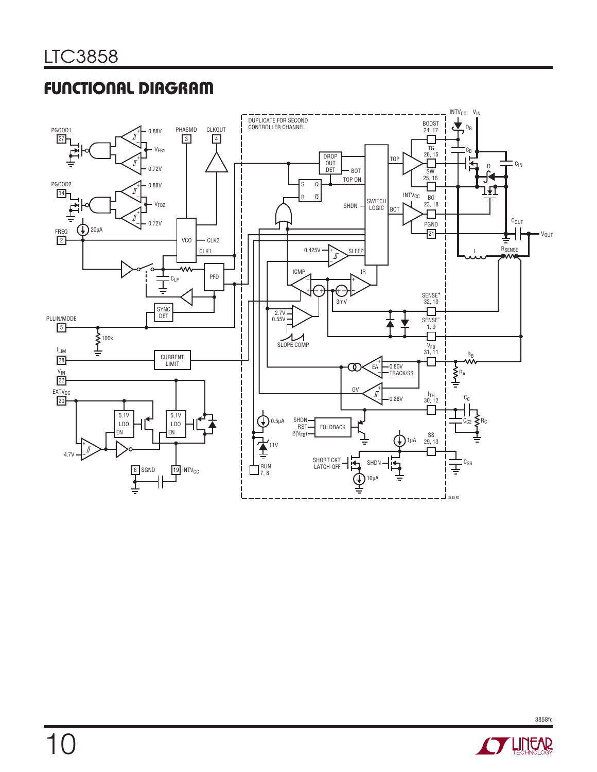## FUNCTIONAL DIAGRAM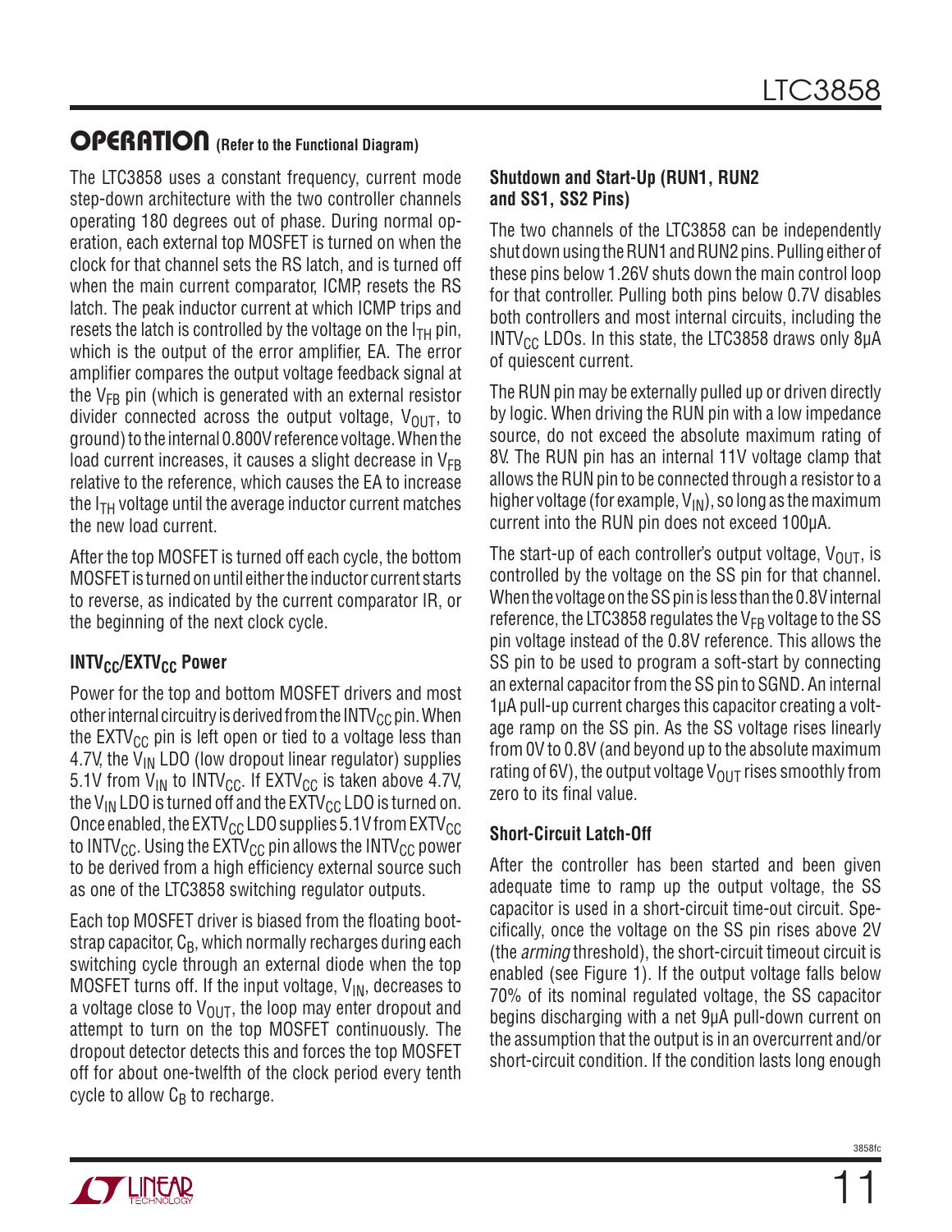## OPERATION (Refer to the Functional Diagram)

The LTC3858 uses a constant frequency, current mode step-down architecture with the two controller channels operating 180 degrees out of phase. During normal operation, each external top MOSFET is turned on when the clock for that channel sets the RS latch, and is turned off when the main current comparator, ICMP, resets the RS latch. The peak inductor current at which ICMP trips and resets the latch is controlled by the voltage on the $I_{TH}$ pin, which is the output of the error amplifier, EA. The error amplifier compares the output voltage feedback signal at the $V_{FB}$ pin (which is generated with an external resistor divider connected across the output voltage, $V_{OUT}$, to ground) to the internal 0.800V reference voltage. When the load current increases, it causes a slight decrease in $V_{FB}$ relative to the reference, which causes the EA to increase the $I_{TH}$ voltage until the average inductor current matches the new load current.

After the top MOSFET is turned off each cycle, the bottom MOSFET is turned on until either the inductor current starts to reverse, as indicated by the current comparator IR, or the beginning of the next clock cycle.

### $INTV_{CC}$/$EXTV_{CC}$ Power

Power for the top and bottom MOSFET drivers and most other internal circuitry is derived from the $INTV_{CC}$ pin. When the $EXTV_{CC}$ pin is left open or tied to a voltage less than 4.7V, the $V_{IN}$ LDO (low dropout linear regulator) supplies 5.1V from $V_{IN}$ to $INTV_{CC}$. If $EXTV_{CC}$ is taken above 4.7V, the $V_{IN}$ LDO is turned off and the $EXTV_{CC}$ LDO is turned on. Once enabled, the $EXTV_{CC}$ LDO supplies 5.1V from $EXTV_{CC}$ to $INTV_{CC}$. Using the $EXTV_{CC}$ pin allows the $INTV_{CC}$ power to be derived from a high efficiency external source such as one of the LTC3858 switching regulator outputs.

Each top MOSFET driver is biased from the floating bootstrap capacitor, $C_B$, which normally recharges during each switching cycle through an external diode when the top MOSFET turns off. If the input voltage, $V_{IN}$, decreases to a voltage close to $V_{OUT}$, the loop may enter dropout and attempt to turn on the top MOSFET continuously. The dropout detector detects this and forces the top MOSFET off for about one-twelfth of the clock period every tenth cycle to allow $C_B$ to recharge.

### Shutdown and Start-Up (RUN1, RUN2 and SS1, SS2 Pins)

The two channels of the LTC3858 can be independently shut down using the RUN1 and RUN2 pins. Pulling either of these pins below 1.26V shuts down the main control loop for that controller. Pulling both pins below 0.7V disables both controllers and most internal circuits, including the $INTV_{CC}$ LDOs. In this state, the LTC3858 draws only 8µA of quiescent current.

The RUN pin may be externally pulled up or driven directly by logic. When driving the RUN pin with a low impedance source, do not exceed the absolute maximum rating of 8V. The RUN pin has an internal 11V voltage clamp that allows the RUN pin to be connected through a resistor to a higher voltage (for example, $V_{IN}$), so long as the maximum current into the RUN pin does not exceed 100µA.

The start-up of each controller's output voltage, $V_{OUT}$, is controlled by the voltage on the SS pin for that channel. When the voltage on the SS pin is less than the 0.8V internal reference, the LTC3858 regulates the $V_{FB}$ voltage to the SS pin voltage instead of the 0.8V reference. This allows the SS pin to be used to program a soft-start by connecting an external capacitor from the SS pin to SGND. An internal 1µA pull-up current charges this capacitor creating a voltage ramp on the SS pin. As the SS voltage rises linearly from 0V to 0.8V (and beyond up to the absolute maximum rating of 6V), the output voltage $V_{OUT}$ rises smoothly from zero to its final value.

### Short-Circuit Latch-Off

After the controller has been started and been given adequate time to ramp up the output voltage, the SS capacitor is used in a short-circuit time-out circuit. Specifically, once the voltage on the SS pin rises above 2V (the *arming* threshold), the short-circuit timeout circuit is enabled (see Figure 1). If the output voltage falls below 70% of its nominal regulated voltage, the SS capacitor begins discharging with a net 9µA pull-down current on the assumption that the output is in an overcurrent and/or short-circuit condition. If the condition lasts long enough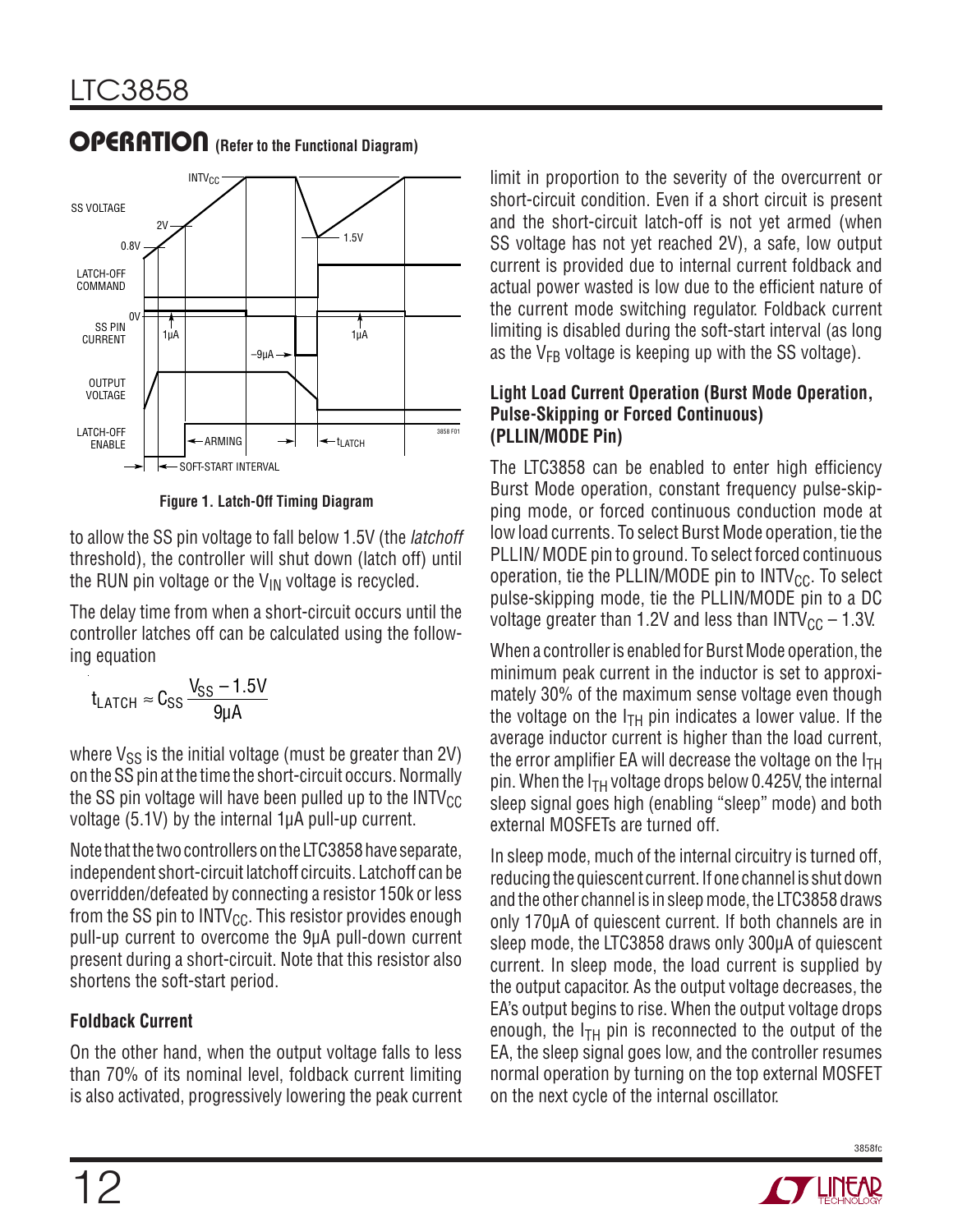## OPERATION (Refer to the Functional Diagram)

Figure 1. Latch-Off Timing Diagram

to allow the SS pin voltage to fall below 1.5V (the *latchoff* threshold), the controller will shut down (latch off) until the RUN pin voltage or the $V_{IN}$ voltage is recycled.

The delay time from when a short-circuit occurs until the controller latches off can be calculated using the following equation

$$t_{LATCH} \approx C_{SS} \frac{V_{SS} - 1.5V}{9\mu A}$$

where $V_{SS}$ is the initial voltage (must be greater than 2V) on the SS pin at the time the short-circuit occurs. Normally the SS pin voltage will have been pulled up to the $INTV_{CC}$ voltage (5.1V) by the internal 1µA pull-up current.

Note that the two controllers on the LTC3858 have separate, independent short-circuit latchoff circuits. Latchoff can be overridden/defeated by connecting a resistor 150k or less from the SS pin to $INTV_{CC}$. This resistor provides enough pull-up current to overcome the 9µA pull-down current present during a short-circuit. Note that this resistor also shortens the soft-start period.

### Foldback Current

On the other hand, when the output voltage falls to less than 70% of its nominal level, foldback current limiting is also activated, progressively lowering the peak current limit in proportion to the severity of the overcurrent or short-circuit condition. Even if a short circuit is present and the short-circuit latch-off is not yet armed (when SS voltage has not yet reached 2V), a safe, low output current is provided due to internal current foldback and actual power wasted is low due to the efficient nature of the current mode switching regulator. Foldback current limiting is disabled during the soft-start interval (as long as the $V_{FB}$ voltage is keeping up with the SS voltage).

### Light Load Current Operation (Burst Mode Operation, Pulse-Skipping or Forced Continuous) (PLLIN/MODE Pin)

The LTC3858 can be enabled to enter high efficiency Burst Mode operation, constant frequency pulse-skipping mode, or forced continuous conduction mode at low load currents. To select Burst Mode operation, tie the PLLIN/ MODE pin to ground. To select forced continuous operation, tie the PLLIN/MODE pin to $INTV_{CC}$. To select pulse-skipping mode, tie the PLLIN/MODE pin to a DC voltage greater than 1.2V and less than $INTV_{CC}$ – 1.3V.

When a controller is enabled for Burst Mode operation, the minimum peak current in the inductor is set to approximately 30% of the maximum sense voltage even though the voltage on the $I_{TH}$ pin indicates a lower value. If the average inductor current is higher than the load current, the error amplifier EA will decrease the voltage on the $I_{TH}$ pin. When the $I_{TH}$ voltage drops below 0.425V, the internal sleep signal goes high (enabling "sleep" mode) and both external MOSFETs are turned off.

In sleep mode, much of the internal circuitry is turned off, reducing the quiescent current. If one channel is shut down and the other channel is in sleep mode, the LTC3858 draws only 170µA of quiescent current. If both channels are in sleep mode, the LTC3858 draws only 300µA of quiescent current. In sleep mode, the load current is supplied by the output capacitor. As the output voltage decreases, the EA's output begins to rise. When the output voltage drops enough, the $I_{TH}$ pin is reconnected to the output of the EA, the sleep signal goes low, and the controller resumes normal operation by turning on the top external MOSFET on the next cycle of the internal oscillator.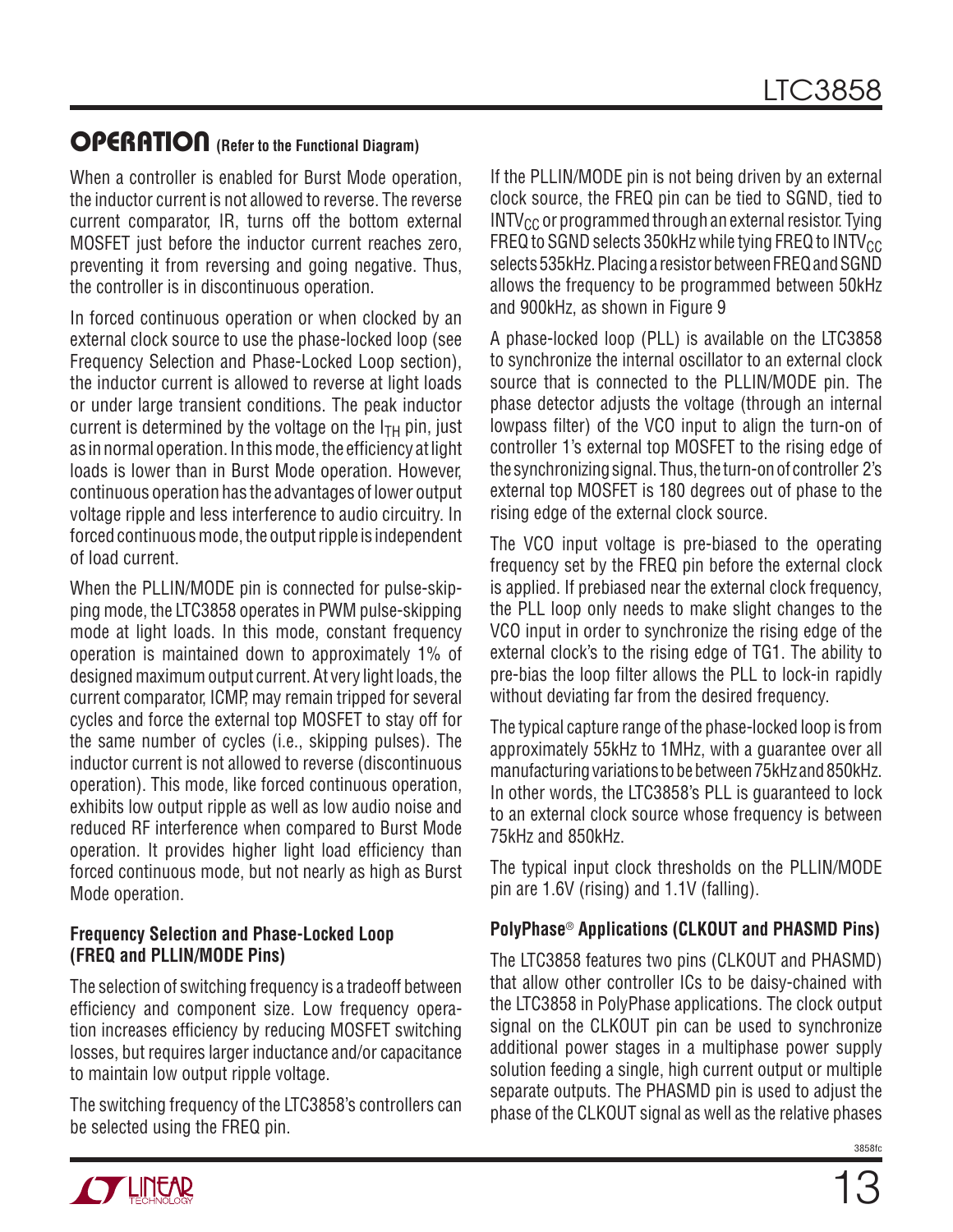## OPERATION (Refer to the Functional Diagram)

When a controller is enabled for Burst Mode operation, the inductor current is not allowed to reverse. The reverse current comparator, IR, turns off the bottom external MOSFET just before the inductor current reaches zero, preventing it from reversing and going negative. Thus, the controller is in discontinuous operation.

In forced continuous operation or when clocked by an external clock source to use the phase-locked loop (see Frequency Selection and Phase-Locked Loop section), the inductor current is allowed to reverse at light loads or under large transient conditions. The peak inductor current is determined by the voltage on the $I_{TH}$ pin, just as in normal operation. In this mode, the efficiency at light loads is lower than in Burst Mode operation. However, continuous operation has the advantages of lower output voltage ripple and less interference to audio circuitry. In forced continuous mode, the output ripple is independent of load current.

When the PLLIN/MODE pin is connected for pulse-skipping mode, the LTC3858 operates in PWM pulse-skipping mode at light loads. In this mode, constant frequency operation is maintained down to approximately 1% of designed maximum output current. At very light loads, the current comparator, ICMP, may remain tripped for several cycles and force the external top MOSFET to stay off for the same number of cycles (i.e., skipping pulses). The inductor current is not allowed to reverse (discontinuous operation). This mode, like forced continuous operation, exhibits low output ripple as well as low audio noise and reduced RF interference when compared to Burst Mode operation. It provides higher light load efficiency than forced continuous mode, but not nearly as high as Burst Mode operation.

### Frequency Selection and Phase-Locked Loop (FREQ and PLLIN/MODE Pins)

The selection of switching frequency is a tradeoff between efficiency and component size. Low frequency operation increases efficiency by reducing MOSFET switching losses, but requires larger inductance and/or capacitance to maintain low output ripple voltage.

The switching frequency of the LTC3858's controllers can be selected using the FREQ pin.

If the PLLIN/MODE pin is not being driven by an external clock source, the FREQ pin can be tied to SGND, tied to $INTV_{CC}$ or programmed through an external resistor. Tying FREQ to SGND selects 350kHz while tying FREQ to $INTV_{CC}$ selects 535kHz. Placing a resistor between FREQ and SGND allows the frequency to be programmed between 50kHz and 900kHz, as shown in Figure 9

A phase-locked loop (PLL) is available on the LTC3858 to synchronize the internal oscillator to an external clock source that is connected to the PLLIN/MODE pin. The phase detector adjusts the voltage (through an internal lowpass filter) of the VCO input to align the turn-on of controller 1's external top MOSFET to the rising edge of the synchronizing signal. Thus, the turn-on of controller 2's external top MOSFET is 180 degrees out of phase to the rising edge of the external clock source.

The VCO input voltage is pre-biased to the operating frequency set by the FREQ pin before the external clock is applied. If prebiased near the external clock frequency, the PLL loop only needs to make slight changes to the VCO input in order to synchronize the rising edge of the external clock's to the rising edge of TG1. The ability to pre-bias the loop filter allows the PLL to lock-in rapidly without deviating far from the desired frequency.

The typical capture range of the phase-locked loop is from approximately 55kHz to 1MHz, with a guarantee over all manufacturing variations to be between 75kHz and 850kHz. In other words, the LTC3858's PLL is guaranteed to lock to an external clock source whose frequency is between 75kHz and 850kHz.

The typical input clock thresholds on the PLLIN/MODE pin are 1.6V (rising) and 1.1V (falling).

### PolyPhase® Applications (CLKOUT and PHASMD Pins)

The LTC3858 features two pins (CLKOUT and PHASMD) that allow other controller ICs to be daisy-chained with the LTC3858 in PolyPhase applications. The clock output signal on the CLKOUT pin can be used to synchronize additional power stages in a multiphase power supply solution feeding a single, high current output or multiple separate outputs. The PHASMD pin is used to adjust the phase of the CLKOUT signal as well as the relative phases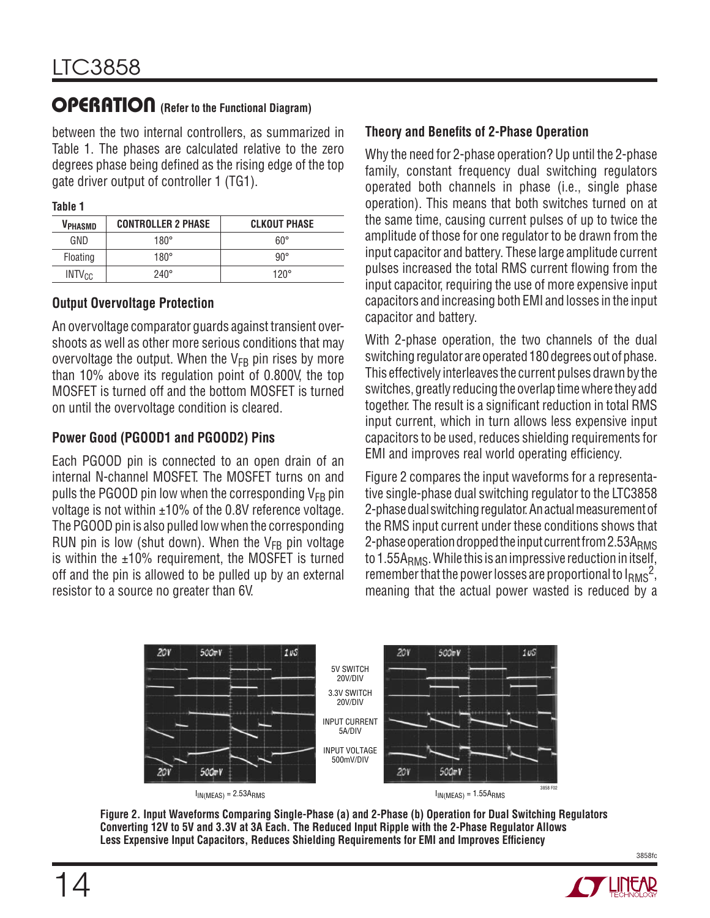## OPERATION (Refer to the Functional Diagram)

between the two internal controllers, as summarized in Table 1. The phases are calculated relative to the zero degrees phase being defined as the rising edge of the top gate driver output of controller 1 (TG1).

**Table 1**

| $V_{PHASMD}$ | CONTROLLER 2 PHASE | CLKOUT PHASE |
|---|---|---|
| GND | 180° | 60° |
| Floating | 180° | 90° |
| $INTV_{CC}$ | 240° | 120° |

### Output Overvoltage Protection

An overvoltage comparator guards against transient overshoots as well as other more serious conditions that may overvoltage the output. When the $V_{FB}$ pin rises by more than 10% above its regulation point of 0.800V, the top MOSFET is turned off and the bottom MOSFET is turned on until the overvoltage condition is cleared.

### Power Good (PGOOD1 and PGOOD2) Pins

Each PGOOD pin is connected to an open drain of an internal N-channel MOSFET. The MOSFET turns on and pulls the PGOOD pin low when the corresponding $V_{FB}$ pin voltage is not within ±10% of the 0.8V reference voltage. The PGOOD pin is also pulled low when the corresponding RUN pin is low (shut down). When the $V_{FB}$ pin voltage is within the ±10% requirement, the MOSFET is turned off and the pin is allowed to be pulled up by an external resistor to a source no greater than 6V.

### Theory and Benefits of 2-Phase Operation

Why the need for 2-phase operation? Up until the 2-phase family, constant frequency dual switching regulators operated both channels in phase (i.e., single phase operation). This means that both switches turned on at the same time, causing current pulses of up to twice the amplitude of those for one regulator to be drawn from the input capacitor and battery. These large amplitude current pulses increased the total RMS current flowing from the input capacitor, requiring the use of more expensive input capacitors and increasing both EMI and losses in the input capacitor and battery.

With 2-phase operation, the two channels of the dual switching regulator are operated 180 degrees out of phase. This effectively interleaves the current pulses drawn by the switches, greatly reducing the overlap time where they add together. The result is a significant reduction in total RMS input current, which in turn allows less expensive input capacitors to be used, reduces shielding requirements for EMI and improves real world operating efficiency.

Figure 2 compares the input waveforms for a representative single-phase dual switching regulator to the LTC3858 2-phase dual switching regulator. An actual measurement of the RMS input current under these conditions shows that 2-phase operation dropped the input current from $2.53A_{RMS}$ to $1.55A_{RMS}$. While this is an impressive reduction in itself, remember that the power losses are proportional to $I_{RMS}^2$, meaning that the actual power wasted is reduced by a

5V SWITCH 20V/DIV
3.3V SWITCH 20V/DIV
INPUT CURRENT 5A/DIV
INPUT VOLTAGE 500mV/DIV

$I_{IN(MEAS)} = 2.53A_{RMS}$ $I_{IN(MEAS)} = 1.55A_{RMS}$

**Figure 2. Input Waveforms Comparing Single-Phase (a) and 2-Phase (b) Operation for Dual Switching Regulators Converting 12V to 5V and 3.3V at 3A Each. The Reduced Input Ripple with the 2-Phase Regulator Allows Less Expensive Input Capacitors, Reduces Shielding Requirements for EMI and Improves Efficiency**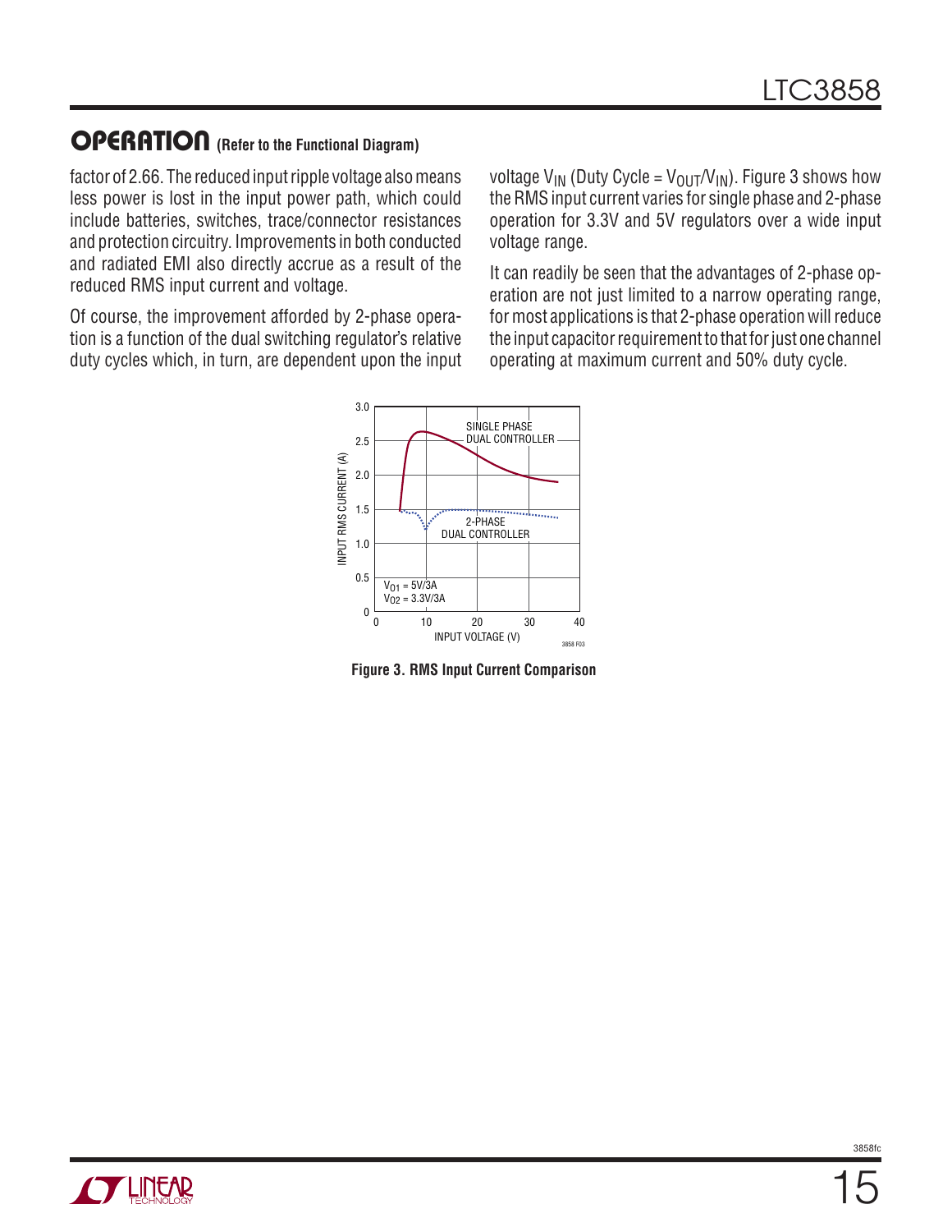## OPERATION (Refer to the Functional Diagram)

factor of 2.66. The reduced input ripple voltage also means less power is lost in the input power path, which could include batteries, switches, trace/connector resistances and protection circuitry. Improvements in both conducted and radiated EMI also directly accrue as a result of the reduced RMS input current and voltage.

Of course, the improvement afforded by 2-phase operation is a function of the dual switching regulator's relative duty cycles which, in turn, are dependent upon the input voltage $V_{IN}$ (Duty Cycle = $V_{OUT}/V_{IN}$). Figure 3 shows how the RMS input current varies for single phase and 2-phase operation for 3.3V and 5V regulators over a wide input voltage range.

It can readily be seen that the advantages of 2-phase operation are not just limited to a narrow operating range, for most applications is that 2-phase operation will reduce the input capacitor requirement to that for just one channel operating at maximum current and 50% duty cycle.

**Figure 3. RMS Input Current Comparison**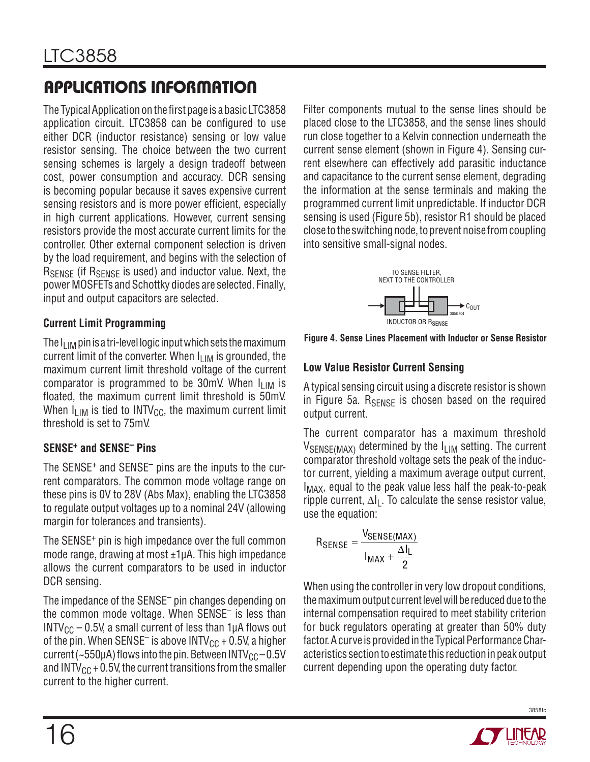## APPLICATIONS INFORMATION

The Typical Application on the first page is a basic LTC3858 application circuit. LTC3858 can be configured to use either DCR (inductor resistance) sensing or low value resistor sensing. The choice between the two current sensing schemes is largely a design tradeoff between cost, power consumption and accuracy. DCR sensing is becoming popular because it saves expensive current sensing resistors and is more power efficient, especially in high current applications. However, current sensing resistors provide the most accurate current limits for the controller. Other external component selection is driven by the load requirement, and begins with the selection of $R_{SENSE}$ (if $R_{SENSE}$ is used) and inductor value. Next, the power MOSFETs and Schottky diodes are selected. Finally, input and output capacitors are selected.

### Current Limit Programming

The $I_{LIM}$ pin is a tri-level logic input which sets the maximum current limit of the converter. When $I_{LIM}$ is grounded, the maximum current limit threshold voltage of the current comparator is programmed to be 30mV. When $I_{LIM}$ is floated, the maximum current limit threshold is 50mV. When $I_{LIM}$ is tied to $INTV_{CC}$, the maximum current limit threshold is set to 75mV.

### SENSE+ and SENSE– Pins

The SENSE+ and SENSE– pins are the inputs to the current comparators. The common mode voltage range on these pins is 0V to 28V (Abs Max), enabling the LTC3858 to regulate output voltages up to a nominal 24V (allowing margin for tolerances and transients).

The SENSE+ pin is high impedance over the full common mode range, drawing at most ±1µA. This high impedance allows the current comparators to be used in inductor DCR sensing.

The impedance of the SENSE– pin changes depending on the common mode voltage. When SENSE– is less than $INTV_{CC}$ – 0.5V, a small current of less than 1µA flows out of the pin. When SENSE– is above $INTV_{CC}$ + 0.5V, a higher current (~550µA) flows into the pin. Between $INTV_{CC}$ – 0.5V and $INTV_{CC}$ + 0.5V, the current transitions from the smaller current to the higher current.

Filter components mutual to the sense lines should be placed close to the LTC3858, and the sense lines should run close together to a Kelvin connection underneath the current sense element (shown in Figure 4). Sensing current elsewhere can effectively add parasitic inductance and capacitance to the current sense element, degrading the information at the sense terminals and making the programmed current limit unpredictable. If inductor DCR sensing is used (Figure 5b), resistor R1 should be placed close to the switching node, to prevent noise from coupling into sensitive small-signal nodes.

TO SENSE FILTER, NEXT TO THE CONTROLLER

$C_{OUT}$

INDUCTOR OR $R_{SENSE}$

**Figure 4. Sense Lines Placement with Inductor or Sense Resistor**

### Low Value Resistor Current Sensing

A typical sensing circuit using a discrete resistor is shown in Figure 5a. $R_{SENSE}$ is chosen based on the required output current.

The current comparator has a maximum threshold $V_{SENSE(MAX)}$ determined by the $I_{LIM}$ setting. The current comparator threshold voltage sets the peak of the inductor current, yielding a maximum average output current, $I_{MAX}$, equal to the peak value less half the peak-to-peak ripple current, $\Delta I_L$. To calculate the sense resistor value, use the equation:

$$R_{SENSE} = \frac{V_{SENSE(MAX)}}{I_{MAX} + \frac{\Delta I_L}{2}}$$

When using the controller in very low dropout conditions, the maximum output current level will be reduced due to the internal compensation required to meet stability criterion for buck regulators operating at greater than 50% duty factor. A curve is provided in the Typical Performance Characteristics section to estimate this reduction in peak output current depending upon the operating duty factor.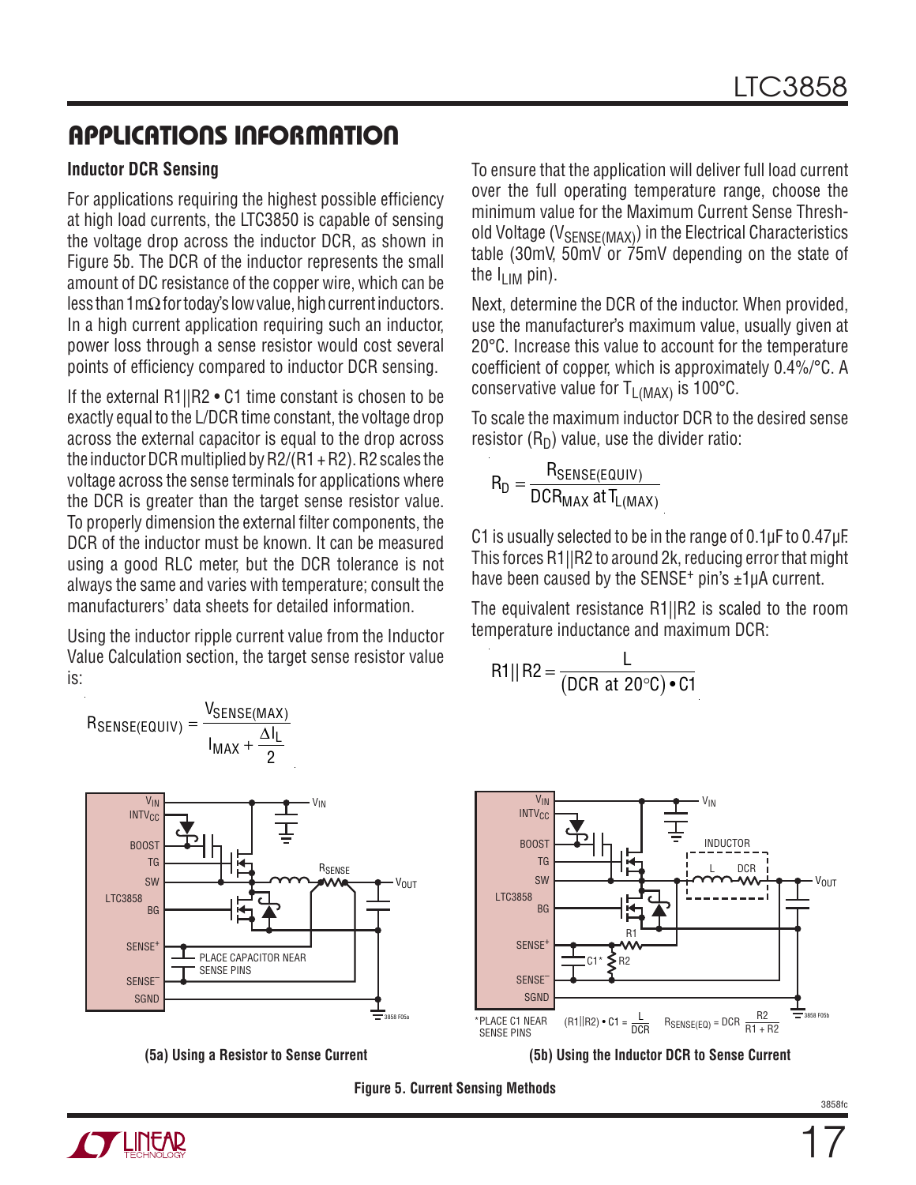## APPLICATIONS INFORMATION

### Inductor DCR Sensing

For applications requiring the highest possible efficiency at high load currents, the LTC3850 is capable of sensing the voltage drop across the inductor DCR, as shown in Figure 5b. The DCR of the inductor represents the small amount of DC resistance of the copper wire, which can be less than 1mΩ for today's low value, high current inductors. In a high current application requiring such an inductor, power loss through a sense resistor would cost several points of efficiency compared to inductor DCR sensing.

If the external R1||R2 • C1 time constant is chosen to be exactly equal to the L/DCR time constant, the voltage drop across the external capacitor is equal to the drop across the inductor DCR multiplied by R2/(R1 + R2). R2 scales the voltage across the sense terminals for applications where the DCR is greater than the target sense resistor value. To properly dimension the external filter components, the DCR of the inductor must be known. It can be measured using a good RLC meter, but the DCR tolerance is not always the same and varies with temperature; consult the manufacturers' data sheets for detailed information.

Using the inductor ripple current value from the Inductor Value Calculation section, the target sense resistor value is:

$$R_{SENSE(EQUIV)} = \frac{V_{SENSE(MAX)}}{I_{MAX} + \frac{\Delta I_L}{2}}$$

To ensure that the application will deliver full load current over the full operating temperature range, choose the minimum value for the Maximum Current Sense Threshold Voltage ($V_{SENSE(MAX)}$) in the Electrical Characteristics table (30mV, 50mV or 75mV depending on the state of the $I_{LIM}$ pin).

Next, determine the DCR of the inductor. When provided, use the manufacturer's maximum value, usually given at 20°C. Increase this value to account for the temperature coefficient of copper, which is approximately 0.4%/°C. A conservative value for $T_{L(MAX)}$ is 100°C.

To scale the maximum inductor DCR to the desired sense resistor ($R_D$) value, use the divider ratio:

$$R_D = \frac{R_{SENSE(EQUIV)}}{DCR_{MAX} \text{ at } T_{L(MAX)}}$$

C1 is usually selected to be in the range of 0.1µF to 0.47µF. This forces R1||R2 to around 2k, reducing error that might have been caused by the SENSE$^+$ pin's ±1µA current.

The equivalent resistance R1||R2 is scaled to the room temperature inductance and maximum DCR:

$$R1 || R2 = \frac{L}{(DCR \text{ at } 20°C) \cdot C1}$$

(5a) Using a Resistor to Sense Current

*PLACE C1 NEAR SENSE PINS $\quad (R1||R2) \cdot C1 = \frac{L}{DCR} \quad R_{SENSE(EQ)} = DCR \frac{R2}{R1 + R2}$

(5b) Using the Inductor DCR to Sense Current

**Figure 5. Current Sensing Methods**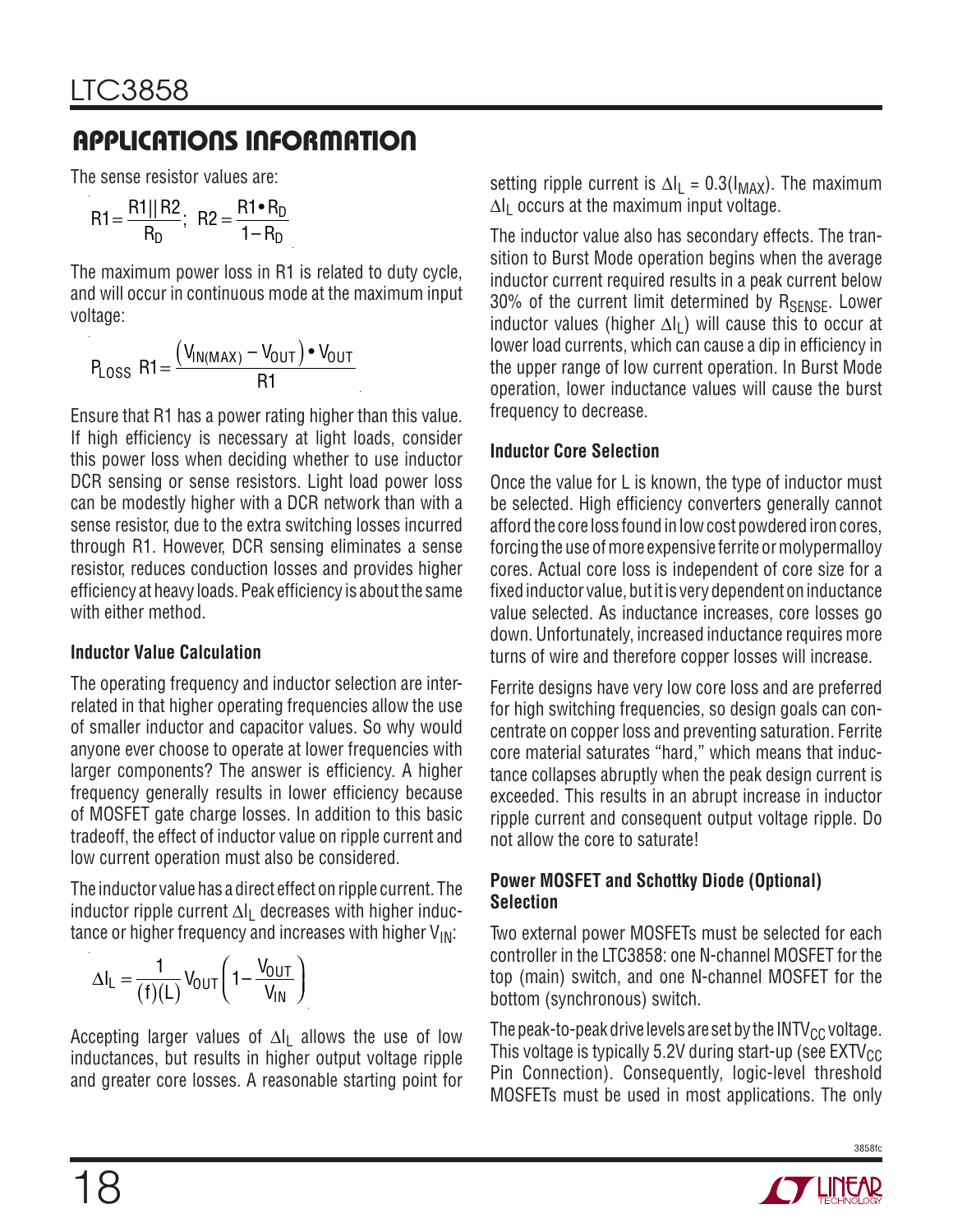## APPLICATIONS INFORMATION

The sense resistor values are:

$$R1 = \frac{R1||R2}{R_D};\ \ R2 = \frac{R1 \bullet R_D}{1 - R_D}$$

The maximum power loss in R1 is related to duty cycle, and will occur in continuous mode at the maximum input voltage:

$$P_{LOSS}\ R1 = \frac{\left(V_{IN(MAX)} - V_{OUT}\right) \bullet V_{OUT}}{R1}$$

Ensure that R1 has a power rating higher than this value. If high efficiency is necessary at light loads, consider this power loss when deciding whether to use inductor DCR sensing or sense resistors. Light load power loss can be modestly higher with a DCR network than with a sense resistor, due to the extra switching losses incurred through R1. However, DCR sensing eliminates a sense resistor, reduces conduction losses and provides higher efficiency at heavy loads. Peak efficiency is about the same with either method.

### Inductor Value Calculation

The operating frequency and inductor selection are interrelated in that higher operating frequencies allow the use of smaller inductor and capacitor values. So why would anyone ever choose to operate at lower frequencies with larger components? The answer is efficiency. A higher frequency generally results in lower efficiency because of MOSFET gate charge losses. In addition to this basic tradeoff, the effect of inductor value on ripple current and low current operation must also be considered.

The inductor value has a direct effect on ripple current. The inductor ripple current $\Delta I_L$ decreases with higher inductance or higher frequency and increases with higher $V_{IN}$:

$$\Delta I_L = \frac{1}{(f)(L)} V_{OUT}\left(1 - \frac{V_{OUT}}{V_{IN}}\right)$$

Accepting larger values of $\Delta I_L$ allows the use of low inductances, but results in higher output voltage ripple and greater core losses. A reasonable starting point for setting ripple current is $\Delta I_L = 0.3(I_{MAX})$. The maximum $\Delta I_L$ occurs at the maximum input voltage.

The inductor value also has secondary effects. The transition to Burst Mode operation begins when the average inductor current required results in a peak current below 30% of the current limit determined by $R_{SENSE}$. Lower inductor values (higher $\Delta I_L$) will cause this to occur at lower load currents, which can cause a dip in efficiency in the upper range of low current operation. In Burst Mode operation, lower inductance values will cause the burst frequency to decrease.

### Inductor Core Selection

Once the value for L is known, the type of inductor must be selected. High efficiency converters generally cannot afford the core loss found in low cost powdered iron cores, forcing the use of more expensive ferrite or molypermalloy cores. Actual core loss is independent of core size for a fixed inductor value, but it is very dependent on inductance value selected. As inductance increases, core losses go down. Unfortunately, increased inductance requires more turns of wire and therefore copper losses will increase.

Ferrite designs have very low core loss and are preferred for high switching frequencies, so design goals can concentrate on copper loss and preventing saturation. Ferrite core material saturates "hard," which means that inductance collapses abruptly when the peak design current is exceeded. This results in an abrupt increase in inductor ripple current and consequent output voltage ripple. Do not allow the core to saturate!

### Power MOSFET and Schottky Diode (Optional) Selection

Two external power MOSFETs must be selected for each controller in the LTC3858: one N-channel MOSFET for the top (main) switch, and one N-channel MOSFET for the bottom (synchronous) switch.

The peak-to-peak drive levels are set by the $INTV_{CC}$ voltage. This voltage is typically 5.2V during start-up (see $EXTV_{CC}$ Pin Connection). Consequently, logic-level threshold MOSFETs must be used in most applications. The only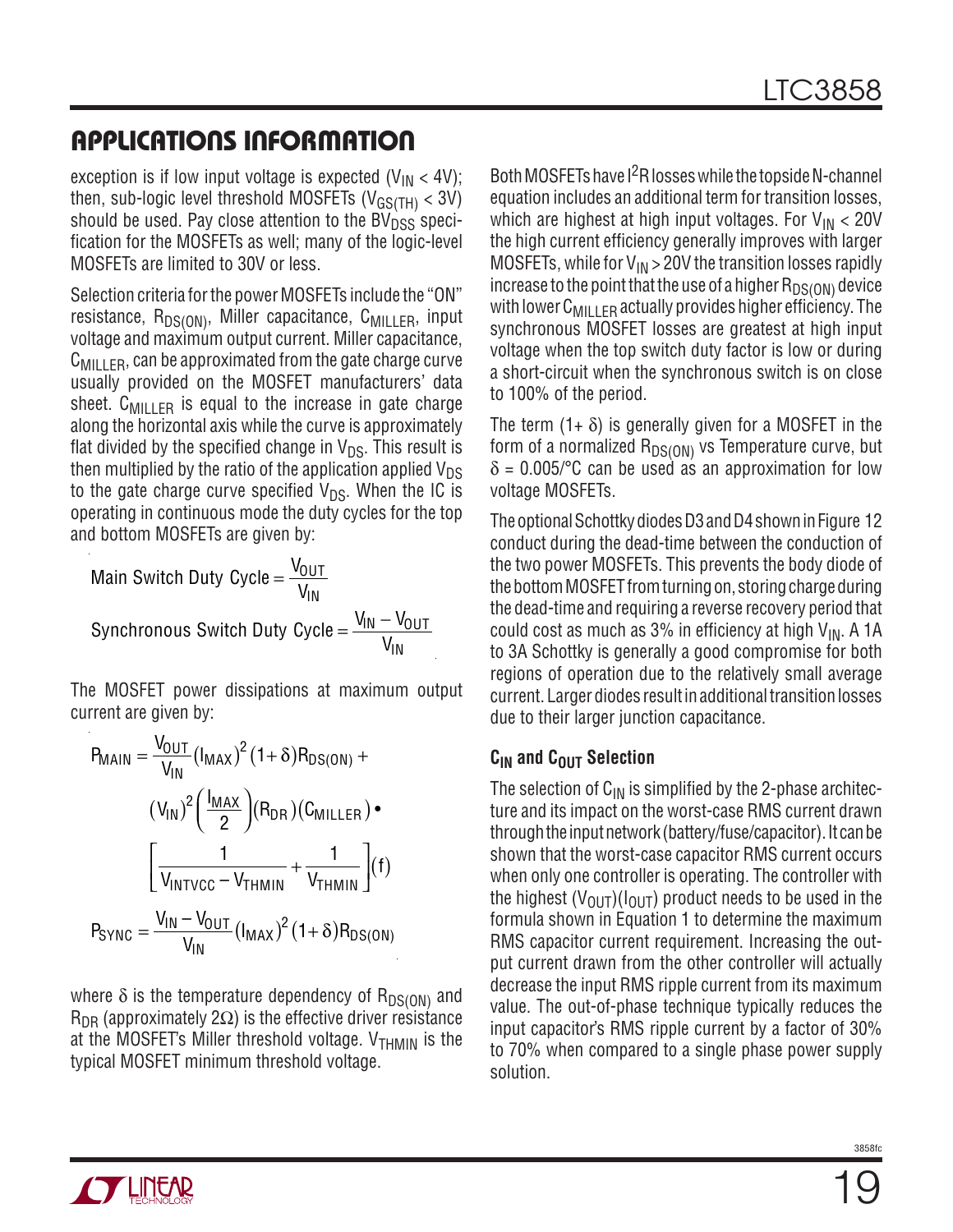## APPLICATIONS INFORMATION

exception is if low input voltage is expected ($V_{IN} < 4V$); then, sub-logic level threshold MOSFETs ($V_{GS(TH)} < 3V$) should be used. Pay close attention to the $BV_{DSS}$ specification for the MOSFETs as well; many of the logic-level MOSFETs are limited to 30V or less.

Selection criteria for the power MOSFETs include the "ON" resistance, $R_{DS(ON)}$, Miller capacitance, $C_{MILLER}$, input voltage and maximum output current. Miller capacitance, $C_{MILLER}$, can be approximated from the gate charge curve usually provided on the MOSFET manufacturers' data sheet. $C_{MILLER}$ is equal to the increase in gate charge along the horizontal axis while the curve is approximately flat divided by the specified change in $V_{DS}$. This result is then multiplied by the ratio of the application applied $V_{DS}$ to the gate charge curve specified $V_{DS}$. When the IC is operating in continuous mode the duty cycles for the top and bottom MOSFETs are given by:

$$\text{Main Switch Duty Cycle} = \frac{V_{OUT}}{V_{IN}}$$

$$\text{Synchronous Switch Duty Cycle} = \frac{V_{IN} - V_{OUT}}{V_{IN}}$$

The MOSFET power dissipations at maximum output current are given by:

$$P_{MAIN} = \frac{V_{OUT}}{V_{IN}}(I_{MAX})^2(1+\delta)R_{DS(ON)} + (V_{IN})^2\left(\frac{I_{MAX}}{2}\right)(R_{DR})(C_{MILLER}) \cdot \left[\frac{1}{V_{INTVCC} - V_{THMIN}} + \frac{1}{V_{THMIN}}\right](f)$$

$$P_{SYNC} = \frac{V_{IN} - V_{OUT}}{V_{IN}}(I_{MAX})^2(1+\delta)R_{DS(ON)}$$

where $\delta$ is the temperature dependency of $R_{DS(ON)}$ and $R_{DR}$ (approximately 2Ω) is the effective driver resistance at the MOSFET's Miller threshold voltage. $V_{THMIN}$ is the typical MOSFET minimum threshold voltage.

Both MOSFETs have $I^2R$ losses while the topside N-channel equation includes an additional term for transition losses, which are highest at high input voltages. For $V_{IN} < 20V$ the high current efficiency generally improves with larger MOSFETs, while for $V_{IN} > 20V$ the transition losses rapidly increase to the point that the use of a higher $R_{DS(ON)}$ device with lower $C_{MILLER}$ actually provides higher efficiency. The synchronous MOSFET losses are greatest at high input voltage when the top switch duty factor is low or during a short-circuit when the synchronous switch is on close to 100% of the period.

The term $(1+ \delta)$ is generally given for a MOSFET in the form of a normalized $R_{DS(ON)}$ vs Temperature curve, but $\delta = 0.005/°C$ can be used as an approximation for low voltage MOSFETs.

The optional Schottky diodes D3 and D4 shown in Figure 12 conduct during the dead-time between the conduction of the two power MOSFETs. This prevents the body diode of the bottom MOSFET from turning on, storing charge during the dead-time and requiring a reverse recovery period that could cost as much as 3% in efficiency at high $V_{IN}$. A 1A to 3A Schottky is generally a good compromise for both regions of operation due to the relatively small average current. Larger diodes result in additional transition losses due to their larger junction capacitance.

### $C_{IN}$ and $C_{OUT}$ Selection

The selection of $C_{IN}$ is simplified by the 2-phase architecture and its impact on the worst-case RMS current drawn through the input network (battery/fuse/capacitor). It can be shown that the worst-case capacitor RMS current occurs when only one controller is operating. The controller with the highest $(V_{OUT})(I_{OUT})$ product needs to be used in the formula shown in Equation 1 to determine the maximum RMS capacitor current requirement. Increasing the output current drawn from the other controller will actually decrease the input RMS ripple current from its maximum value. The out-of-phase technique typically reduces the input capacitor's RMS ripple current by a factor of 30% to 70% when compared to a single phase power supply solution.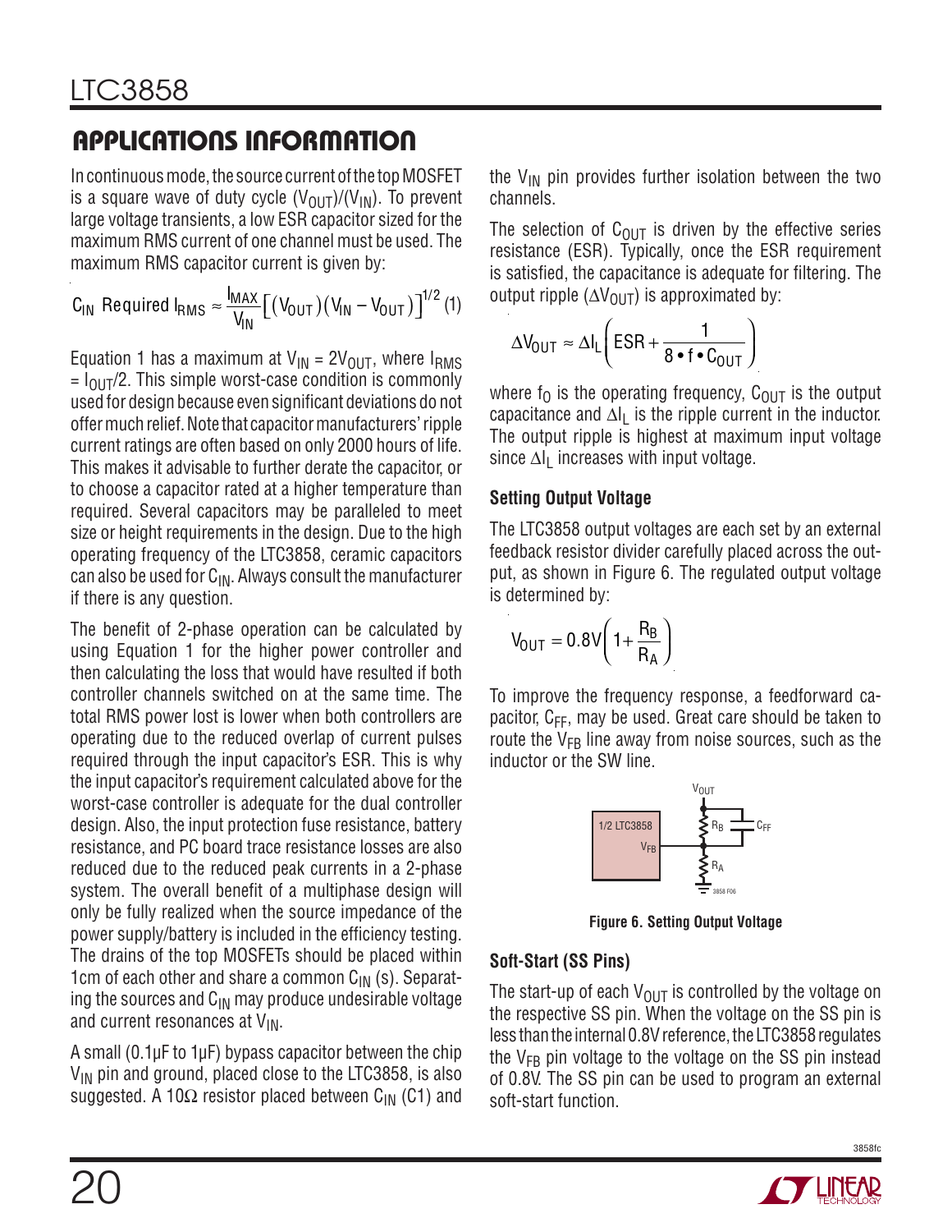## APPLICATIONS INFORMATION

In continuous mode, the source current of the top MOSFET is a square wave of duty cycle $(V_{OUT})/(V_{IN})$. To prevent large voltage transients, a low ESR capacitor sized for the maximum RMS current of one channel must be used. The maximum RMS capacitor current is given by:

$$C_{IN} \text{ Required } I_{RMS} \approx \frac{I_{MAX}}{V_{IN}}\left[(V_{OUT})(V_{IN} - V_{OUT})\right]^{1/2} \quad (1)$$

Equation 1 has a maximum at $V_{IN} = 2V_{OUT}$, where $I_{RMS} = I_{OUT}/2$. This simple worst-case condition is commonly used for design because even significant deviations do not offer much relief. Note that capacitor manufacturers' ripple current ratings are often based on only 2000 hours of life. This makes it advisable to further derate the capacitor, or to choose a capacitor rated at a higher temperature than required. Several capacitors may be paralleled to meet size or height requirements in the design. Due to the high operating frequency of the LTC3858, ceramic capacitors can also be used for $C_{IN}$. Always consult the manufacturer if there is any question.

The benefit of 2-phase operation can be calculated by using Equation 1 for the higher power controller and then calculating the loss that would have resulted if both controller channels switched on at the same time. The total RMS power lost is lower when both controllers are operating due to the reduced overlap of current pulses required through the input capacitor's ESR. This is why the input capacitor's requirement calculated above for the worst-case controller is adequate for the dual controller design. Also, the input protection fuse resistance, battery resistance, and PC board trace resistance losses are also reduced due to the reduced peak currents in a 2-phase system. The overall benefit of a multiphase design will only be fully realized when the source impedance of the power supply/battery is included in the efficiency testing. The drains of the top MOSFETs should be placed within 1cm of each other and share a common $C_{IN}$ (s). Separating the sources and $C_{IN}$ may produce undesirable voltage and current resonances at $V_{IN}$.

A small (0.1µF to 1µF) bypass capacitor between the chip $V_{IN}$ pin and ground, placed close to the LTC3858, is also suggested. A 10Ω resistor placed between $C_{IN}$ (C1) and the $V_{IN}$ pin provides further isolation between the two channels.

The selection of $C_{OUT}$ is driven by the effective series resistance (ESR). Typically, once the ESR requirement is satisfied, the capacitance is adequate for filtering. The output ripple $(\Delta V_{OUT})$ is approximated by:

$$\Delta V_{OUT} \approx \Delta I_L \left( ESR + \frac{1}{8 \cdot f \cdot C_{OUT}} \right)$$

where $f_O$ is the operating frequency, $C_{OUT}$ is the output capacitance and $\Delta I_L$ is the ripple current in the inductor. The output ripple is highest at maximum input voltage since $\Delta I_L$ increases with input voltage.

### Setting Output Voltage

The LTC3858 output voltages are each set by an external feedback resistor divider carefully placed across the output, as shown in Figure 6. The regulated output voltage is determined by:

$$V_{OUT} = 0.8V\left(1 + \frac{R_B}{R_A}\right)$$

To improve the frequency response, a feedforward capacitor, $C_{FF}$, may be used. Great care should be taken to route the $V_{FB}$ line away from noise sources, such as the inductor or the SW line.

**Figure 6. Setting Output Voltage**

### Soft-Start (SS Pins)

The start-up of each $V_{OUT}$ is controlled by the voltage on the respective SS pin. When the voltage on the SS pin is less than the internal 0.8V reference, the LTC3858 regulates the $V_{FB}$ pin voltage to the voltage on the SS pin instead of 0.8V. The SS pin can be used to program an external soft-start function.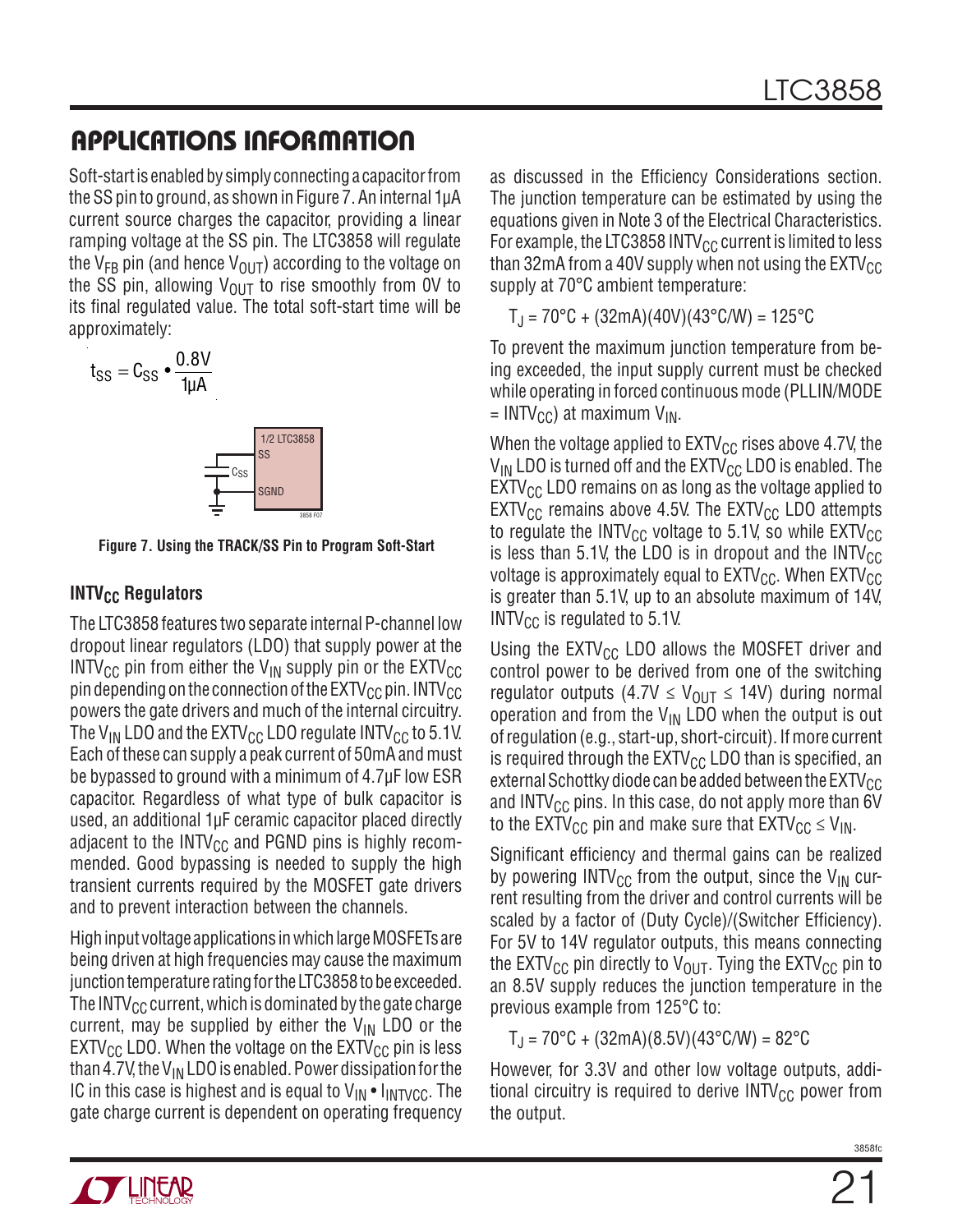# APPLICATIONS INFORMATION

Soft-start is enabled by simply connecting a capacitor from the SS pin to ground, as shown in Figure 7. An internal 1µA current source charges the capacitor, providing a linear ramping voltage at the SS pin. The LTC3858 will regulate the $V_{FB}$ pin (and hence $V_{OUT}$) according to the voltage on the SS pin, allowing $V_{OUT}$ to rise smoothly from 0V to its final regulated value. The total soft-start time will be approximately:

$$t_{SS} = C_{SS} \bullet \frac{0.8V}{1\mu A}$$

**Figure 7. Using the TRACK/SS Pin to Program Soft-Start**

### $INTV_{CC}$ Regulators

The LTC3858 features two separate internal P-channel low dropout linear regulators (LDO) that supply power at the $INTV_{CC}$ pin from either the $V_{IN}$ supply pin or the $EXTV_{CC}$ pin depending on the connection of the $EXTV_{CC}$ pin. $INTV_{CC}$ powers the gate drivers and much of the internal circuitry. The $V_{IN}$ LDO and the $EXTV_{CC}$ LDO regulate $INTV_{CC}$ to 5.1V. Each of these can supply a peak current of 50mA and must be bypassed to ground with a minimum of 4.7µF low ESR capacitor. Regardless of what type of bulk capacitor is used, an additional 1µF ceramic capacitor placed directly adjacent to the $INTV_{CC}$ and PGND pins is highly recommended. Good bypassing is needed to supply the high transient currents required by the MOSFET gate drivers and to prevent interaction between the channels.

High input voltage applications in which large MOSFETs are being driven at high frequencies may cause the maximum junction temperature rating for the LTC3858 to be exceeded. The $INTV_{CC}$ current, which is dominated by the gate charge current, may be supplied by either the $V_{IN}$ LDO or the $EXTV_{CC}$ LDO. When the voltage on the $EXTV_{CC}$ pin is less than 4.7V, the $V_{IN}$ LDO is enabled. Power dissipation for the IC in this case is highest and is equal to $V_{IN} \bullet I_{INTVCC}$. The gate charge current is dependent on operating frequency as discussed in the Efficiency Considerations section. The junction temperature can be estimated by using the equations given in Note 3 of the Electrical Characteristics. For example, the LTC3858 $INTV_{CC}$ current is limited to less than 32mA from a 40V supply when not using the $EXTV_{CC}$ supply at 70°C ambient temperature:

$$T_J = 70°C + (32mA)(40V)(43°C/W) = 125°C$$

To prevent the maximum junction temperature from being exceeded, the input supply current must be checked while operating in forced continuous mode (PLLIN/MODE = $INTV_{CC}$) at maximum $V_{IN}$.

When the voltage applied to $EXTV_{CC}$ rises above 4.7V, the $V_{IN}$ LDO is turned off and the $EXTV_{CC}$ LDO is enabled. The $EXTV_{CC}$ LDO remains on as long as the voltage applied to $EXTV_{CC}$ remains above 4.5V. The $EXTV_{CC}$ LDO attempts to regulate the $INTV_{CC}$ voltage to 5.1V, so while $EXTV_{CC}$ is less than 5.1V, the LDO is in dropout and the $INTV_{CC}$ voltage is approximately equal to $EXTV_{CC}$. When $EXTV_{CC}$ is greater than 5.1V, up to an absolute maximum of 14V, $INTV_{CC}$ is regulated to 5.1V.

Using the $EXTV_{CC}$ LDO allows the MOSFET driver and control power to be derived from one of the switching regulator outputs ($4.7V \le V_{OUT} \le 14V$) during normal operation and from the $V_{IN}$ LDO when the output is out of regulation (e.g., start-up, short-circuit). If more current is required through the $EXTV_{CC}$ LDO than is specified, an external Schottky diode can be added between the $EXTV_{CC}$ and $INTV_{CC}$ pins. In this case, do not apply more than 6V to the $EXTV_{CC}$ pin and make sure that $EXTV_{CC} \le V_{IN}$.

Significant efficiency and thermal gains can be realized by powering $INTV_{CC}$ from the output, since the $V_{IN}$ current resulting from the driver and control currents will be scaled by a factor of (Duty Cycle)/(Switcher Efficiency). For 5V to 14V regulator outputs, this means connecting the $EXTV_{CC}$ pin directly to $V_{OUT}$. Tying the $EXTV_{CC}$ pin to an 8.5V supply reduces the junction temperature in the previous example from 125°C to:

$$T_J = 70°C + (32mA)(8.5V)(43°C/W) = 82°C$$

However, for 3.3V and other low voltage outputs, additional circuitry is required to derive $INTV_{CC}$ power from the output.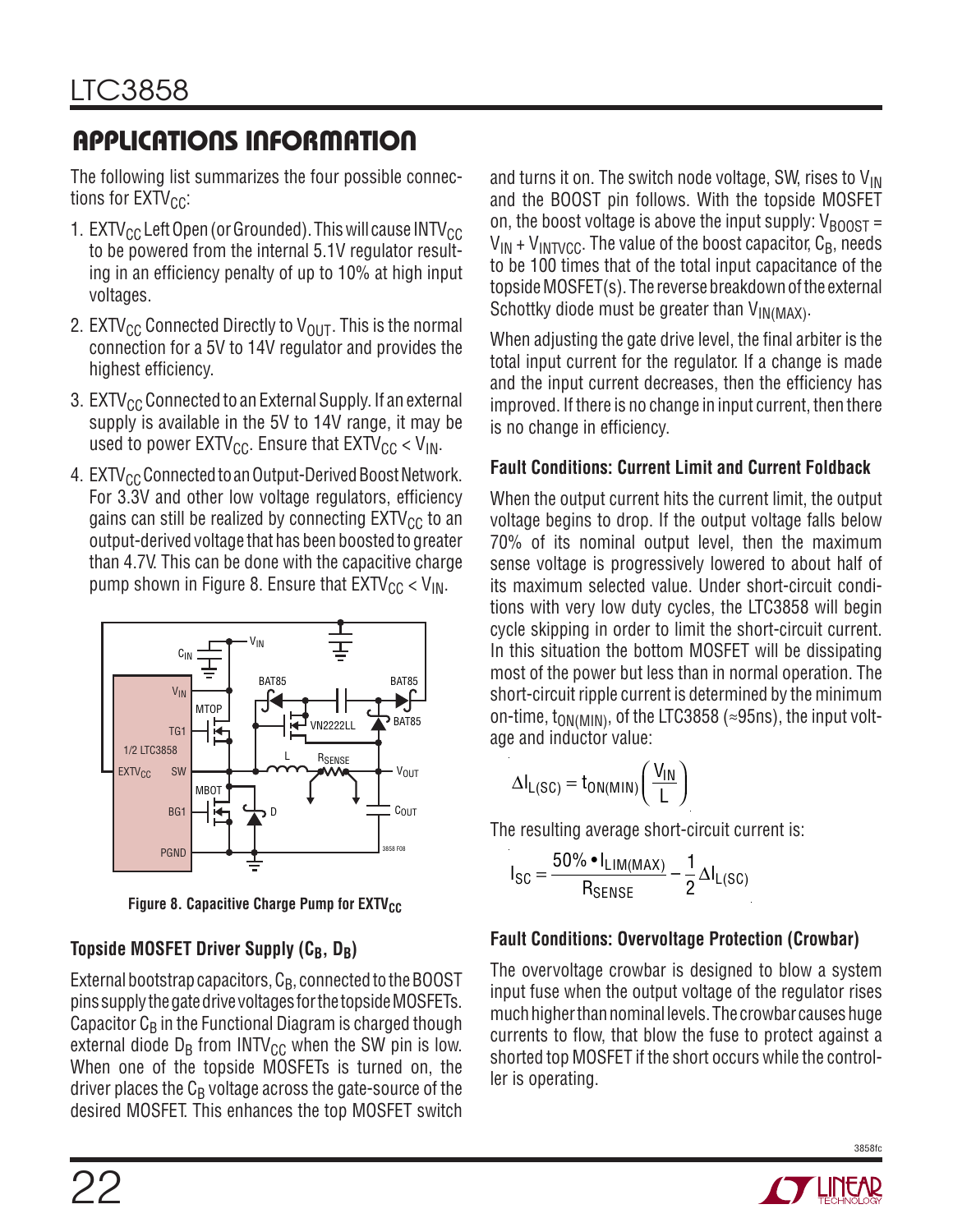## APPLICATIONS INFORMATION

The following list summarizes the four possible connections for $EXTV_{CC}$:

1. $EXTV_{CC}$ Left Open (or Grounded). This will cause $INTV_{CC}$ to be powered from the internal 5.1V regulator resulting in an efficiency penalty of up to 10% at high input voltages.
2. $EXTV_{CC}$ Connected Directly to $V_{OUT}$. This is the normal connection for a 5V to 14V regulator and provides the highest efficiency.
3. $EXTV_{CC}$ Connected to an External Supply. If an external supply is available in the 5V to 14V range, it may be used to power $EXTV_{CC}$. Ensure that $EXTV_{CC} < V_{IN}$.
4. $EXTV_{CC}$ Connected to an Output-Derived Boost Network. For 3.3V and other low voltage regulators, efficiency gains can still be realized by connecting $EXTV_{CC}$ to an output-derived voltage that has been boosted to greater than 4.7V. This can be done with the capacitive charge pump shown in Figure 8. Ensure that $EXTV_{CC} < V_{IN}$.

**Figure 8. Capacitive Charge Pump for $EXTV_{CC}$**

### Topside MOSFET Driver Supply ($C_B$, $D_B$)

External bootstrap capacitors, $C_B$, connected to the BOOST pins supply the gate drive voltages for the topside MOSFETs. Capacitor $C_B$ in the Functional Diagram is charged though external diode $D_B$ from $INTV_{CC}$ when the SW pin is low. When one of the topside MOSFETs is turned on, the driver places the $C_B$ voltage across the gate-source of the desired MOSFET. This enhances the top MOSFET switch and turns it on. The switch node voltage, SW, rises to $V_{IN}$ and the BOOST pin follows. With the topside MOSFET on, the boost voltage is above the input supply: $V_{BOOST} = V_{IN} + V_{INTVCC}$. The value of the boost capacitor, $C_B$, needs to be 100 times that of the total input capacitance of the topside MOSFET(s). The reverse breakdown of the external Schottky diode must be greater than $V_{IN(MAX)}$.

When adjusting the gate drive level, the final arbiter is the total input current for the regulator. If a change is made and the input current decreases, then the efficiency has improved. If there is no change in input current, then there is no change in efficiency.

### Fault Conditions: Current Limit and Current Foldback

When the output current hits the current limit, the output voltage begins to drop. If the output voltage falls below 70% of its nominal output level, then the maximum sense voltage is progressively lowered to about half of its maximum selected value. Under short-circuit conditions with very low duty cycles, the LTC3858 will begin cycle skipping in order to limit the short-circuit current. In this situation the bottom MOSFET will be dissipating most of the power but less than in normal operation. The short-circuit ripple current is determined by the minimum on-time, $t_{ON(MIN)}$, of the LTC3858 (≈95ns), the input voltage and inductor value:

$$\Delta I_{L(SC)} = t_{ON(MIN)}\left(\frac{V_{IN}}{L}\right)$$

The resulting average short-circuit current is:

$$I_{SC} = \frac{50\% \bullet I_{LIM(MAX)}}{R_{SENSE}} - \frac{1}{2}\Delta I_{L(SC)}$$

### Fault Conditions: Overvoltage Protection (Crowbar)

The overvoltage crowbar is designed to blow a system input fuse when the output voltage of the regulator rises much higher than nominal levels. The crowbar causes huge currents to flow, that blow the fuse to protect against a shorted top MOSFET if the short occurs while the controller is operating.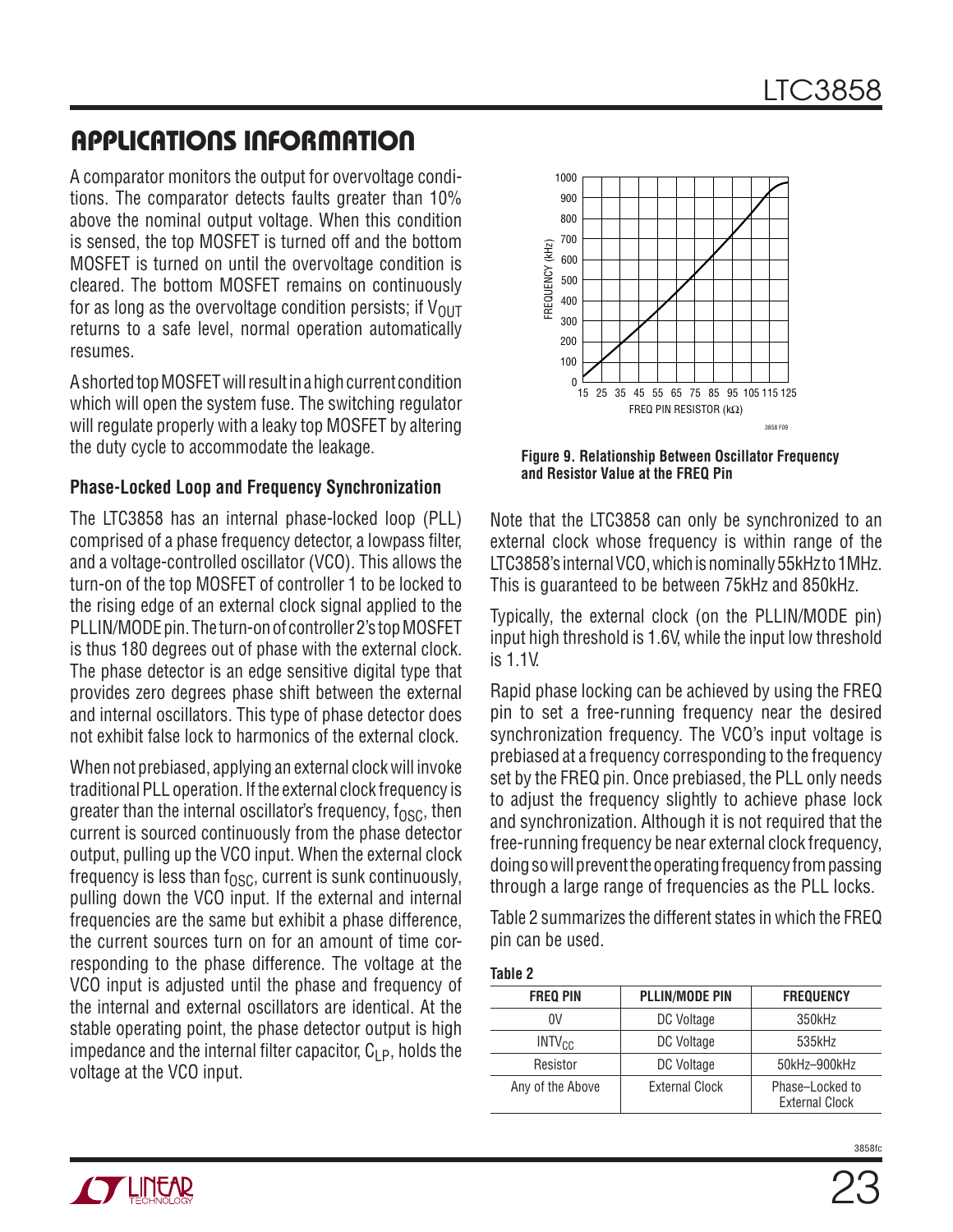## APPLICATIONS INFORMATION

A comparator monitors the output for overvoltage conditions. The comparator detects faults greater than 10% above the nominal output voltage. When this condition is sensed, the top MOSFET is turned off and the bottom MOSFET is turned on until the overvoltage condition is cleared. The bottom MOSFET remains on continuously for as long as the overvoltage condition persists; if $V_{OUT}$ returns to a safe level, normal operation automatically resumes.

A shorted top MOSFET will result in a high current condition which will open the system fuse. The switching regulator will regulate properly with a leaky top MOSFET by altering the duty cycle to accommodate the leakage.

### Phase-Locked Loop and Frequency Synchronization

The LTC3858 has an internal phase-locked loop (PLL) comprised of a phase frequency detector, a lowpass filter, and a voltage-controlled oscillator (VCO). This allows the turn-on of the top MOSFET of controller 1 to be locked to the rising edge of an external clock signal applied to the PLLIN/MODE pin. The turn-on of controller 2's top MOSFET is thus 180 degrees out of phase with the external clock. The phase detector is an edge sensitive digital type that provides zero degrees phase shift between the external and internal oscillators. This type of phase detector does not exhibit false lock to harmonics of the external clock.

When not prebiased, applying an external clock will invoke traditional PLL operation. If the external clock frequency is greater than the internal oscillator's frequency, $f_{OSC}$, then current is sourced continuously from the phase detector output, pulling up the VCO input. When the external clock frequency is less than $f_{OSC}$, current is sunk continuously, pulling down the VCO input. If the external and internal frequencies are the same but exhibit a phase difference, the current sources turn on for an amount of time corresponding to the phase difference. The voltage at the VCO input is adjusted until the phase and frequency of the internal and external oscillators are identical. At the stable operating point, the phase detector output is high impedance and the internal filter capacitor, $C_{LP}$, holds the voltage at the VCO input.

**Figure 9. Relationship Between Oscillator Frequency and Resistor Value at the FREQ Pin**

Note that the LTC3858 can only be synchronized to an external clock whose frequency is within range of the LTC3858's internal VCO, which is nominally 55kHz to 1MHz. This is guaranteed to be between 75kHz and 850kHz.

Typically, the external clock (on the PLLIN/MODE pin) input high threshold is 1.6V, while the input low threshold is 1.1V.

Rapid phase locking can be achieved by using the FREQ pin to set a free-running frequency near the desired synchronization frequency. The VCO's input voltage is prebiased at a frequency corresponding to the frequency set by the FREQ pin. Once prebiased, the PLL only needs to adjust the frequency slightly to achieve phase lock and synchronization. Although it is not required that the free-running frequency be near external clock frequency, doing so will prevent the operating frequency from passing through a large range of frequencies as the PLL locks.

Table 2 summarizes the different states in which the FREQ pin can be used.

**Table 2**

| FREQ PIN | PLLIN/MODE PIN | FREQUENCY |
|---|---|---|
| 0V | DC Voltage | 350kHz |
| $INTV_{CC}$ | DC Voltage | 535kHz |
| Resistor | DC Voltage | 50kHz–900kHz |
| Any of the Above | External Clock | Phase-Locked to External Clock |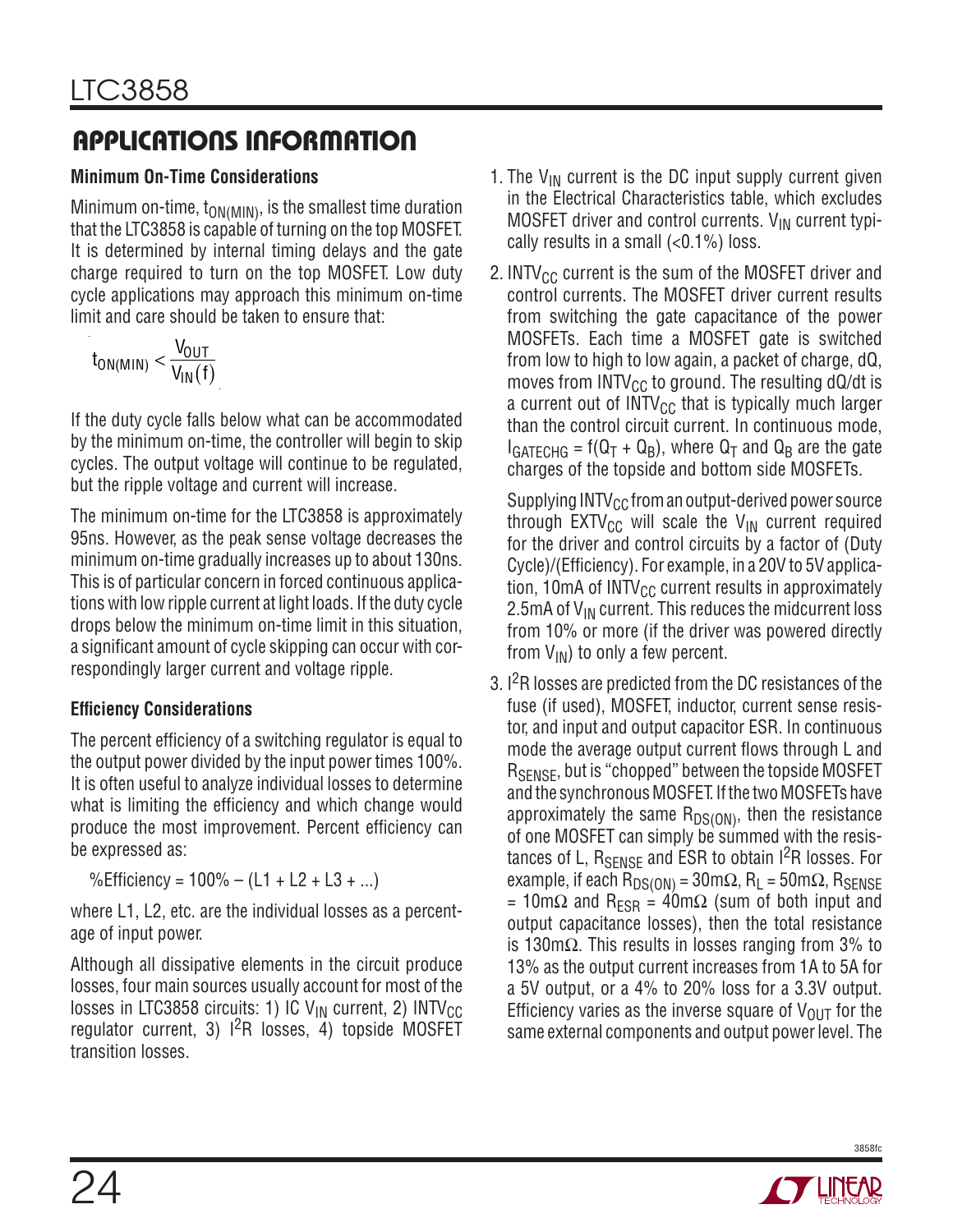## APPLICATIONS INFORMATION

### Minimum On-Time Considerations

Minimum on-time, $t_{ON(MIN)}$, is the smallest time duration that the LTC3858 is capable of turning on the top MOSFET. It is determined by internal timing delays and the gate charge required to turn on the top MOSFET. Low duty cycle applications may approach this minimum on-time limit and care should be taken to ensure that:

$$t_{ON(MIN)} < \frac{V_{OUT}}{V_{IN}(f)}$$

If the duty cycle falls below what can be accommodated by the minimum on-time, the controller will begin to skip cycles. The output voltage will continue to be regulated, but the ripple voltage and current will increase.

The minimum on-time for the LTC3858 is approximately 95ns. However, as the peak sense voltage decreases the minimum on-time gradually increases up to about 130ns. This is of particular concern in forced continuous applications with low ripple current at light loads. If the duty cycle drops below the minimum on-time limit in this situation, a significant amount of cycle skipping can occur with correspondingly larger current and voltage ripple.

### Efficiency Considerations

The percent efficiency of a switching regulator is equal to the output power divided by the input power times 100%. It is often useful to analyze individual losses to determine what is limiting the efficiency and which change would produce the most improvement. Percent efficiency can be expressed as:

$$\%\text{Efficiency} = 100\% - (L1 + L2 + L3 + ...)$$

where L1, L2, etc. are the individual losses as a percentage of input power.

Although all dissipative elements in the circuit produce losses, four main sources usually account for most of the losses in LTC3858 circuits: 1) IC $V_{IN}$ current, 2) $INTV_{CC}$ regulator current, 3) $I^2R$ losses, 4) topside MOSFET transition losses.

1. The $V_{IN}$ current is the DC input supply current given in the Electrical Characteristics table, which excludes MOSFET driver and control currents. $V_{IN}$ current typically results in a small (<0.1%) loss.

2. $INTV_{CC}$ current is the sum of the MOSFET driver and control currents. The MOSFET driver current results from switching the gate capacitance of the power MOSFETs. Each time a MOSFET gate is switched from low to high to low again, a packet of charge, dQ, moves from $INTV_{CC}$ to ground. The resulting dQ/dt is a current out of $INTV_{CC}$ that is typically much larger than the control circuit current. In continuous mode, $I_{GATECHG} = f(Q_T + Q_B)$, where $Q_T$ and $Q_B$ are the gate charges of the topside and bottom side MOSFETs.

   Supplying $INTV_{CC}$ from an output-derived power source through $EXTV_{CC}$ will scale the $V_{IN}$ current required for the driver and control circuits by a factor of (Duty Cycle)/(Efficiency). For example, in a 20V to 5V application, 10mA of $INTV_{CC}$ current results in approximately 2.5mA of $V_{IN}$ current. This reduces the midcurrent loss from 10% or more (if the driver was powered directly from $V_{IN}$) to only a few percent.

3. $I^2R$ losses are predicted from the DC resistances of the fuse (if used), MOSFET, inductor, current sense resistor, and input and output capacitor ESR. In continuous mode the average output current flows through L and $R_{SENSE}$, but is "chopped" between the topside MOSFET and the synchronous MOSFET. If the two MOSFETs have approximately the same $R_{DS(ON)}$, then the resistance of one MOSFET can simply be summed with the resistances of L, $R_{SENSE}$ and ESR to obtain $I^2R$ losses. For example, if each $R_{DS(ON)} = 30m\Omega$, $R_L = 50m\Omega$, $R_{SENSE} = 10m\Omega$ and $R_{ESR} = 40m\Omega$ (sum of both input and output capacitance losses), then the total resistance is $130m\Omega$. This results in losses ranging from 3% to 13% as the output current increases from 1A to 5A for a 5V output, or a 4% to 20% loss for a 3.3V output. Efficiency varies as the inverse square of $V_{OUT}$ for the same external components and output power level. The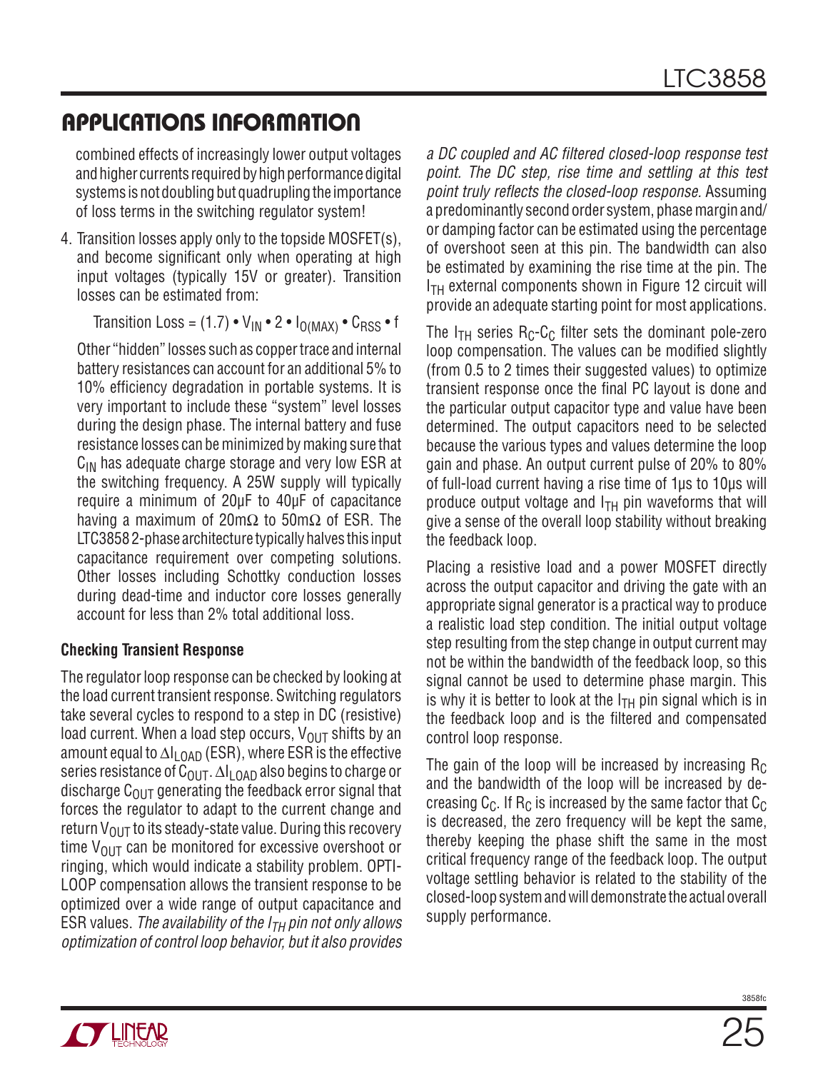## APPLICATIONS INFORMATION

combined effects of increasingly lower output voltages and higher currents required by high performance digital systems is not doubling but quadrupling the importance of loss terms in the switching regulator system!

4. Transition losses apply only to the topside MOSFET(s), and become significant only when operating at high input voltages (typically 15V or greater). Transition losses can be estimated from:

   $$\text{Transition Loss} = (1.7) \cdot V_{IN} \cdot 2 \cdot I_{O(MAX)} \cdot C_{RSS} \cdot f$$

   Other "hidden" losses such as copper trace and internal battery resistances can account for an additional 5% to 10% efficiency degradation in portable systems. It is very important to include these "system" level losses during the design phase. The internal battery and fuse resistance losses can be minimized by making sure that $C_{IN}$ has adequate charge storage and very low ESR at the switching frequency. A 25W supply will typically require a minimum of 20µF to 40µF of capacitance having a maximum of 20mΩ to 50mΩ of ESR. The LTC3858 2-phase architecture typically halves this input capacitance requirement over competing solutions. Other losses including Schottky conduction losses during dead-time and inductor core losses generally account for less than 2% total additional loss.

### Checking Transient Response

The regulator loop response can be checked by looking at the load current transient response. Switching regulators take several cycles to respond to a step in DC (resistive) load current. When a load step occurs, $V_{OUT}$ shifts by an amount equal to $\Delta I_{LOAD}$ (ESR), where ESR is the effective series resistance of $C_{OUT}$. $\Delta I_{LOAD}$ also begins to charge or discharge $C_{OUT}$ generating the feedback error signal that forces the regulator to adapt to the current change and return $V_{OUT}$ to its steady-state value. During this recovery time $V_{OUT}$ can be monitored for excessive overshoot or ringing, which would indicate a stability problem. OPTI-LOOP compensation allows the transient response to be optimized over a wide range of output capacitance and ESR values. *The availability of the $I_{TH}$ pin not only allows optimization of control loop behavior, but it also provides a DC coupled and AC filtered closed-loop response test point. The DC step, rise time and settling at this test point truly reflects the closed-loop response.* Assuming a predominantly second order system, phase margin and/or damping factor can be estimated using the percentage of overshoot seen at this pin. The bandwidth can also be estimated by examining the rise time at the pin. The $I_{TH}$ external components shown in Figure 12 circuit will provide an adequate starting point for most applications.

The $I_{TH}$ series $R_C$-$C_C$ filter sets the dominant pole-zero loop compensation. The values can be modified slightly (from 0.5 to 2 times their suggested values) to optimize transient response once the final PC layout is done and the particular output capacitor type and value have been determined. The output capacitors need to be selected because the various types and values determine the loop gain and phase. An output current pulse of 20% to 80% of full-load current having a rise time of 1µs to 10µs will produce output voltage and $I_{TH}$ pin waveforms that will give a sense of the overall loop stability without breaking the feedback loop.

Placing a resistive load and a power MOSFET directly across the output capacitor and driving the gate with an appropriate signal generator is a practical way to produce a realistic load step condition. The initial output voltage step resulting from the step change in output current may not be within the bandwidth of the feedback loop, so this signal cannot be used to determine phase margin. This is why it is better to look at the $I_{TH}$ pin signal which is in the feedback loop and is the filtered and compensated control loop response.

The gain of the loop will be increased by increasing $R_C$ and the bandwidth of the loop will be increased by decreasing $C_C$. If $R_C$ is increased by the same factor that $C_C$ is decreased, the zero frequency will be kept the same, thereby keeping the phase shift the same in the most critical frequency range of the feedback loop. The output voltage settling behavior is related to the stability of the closed-loop system and will demonstrate the actual overall supply performance.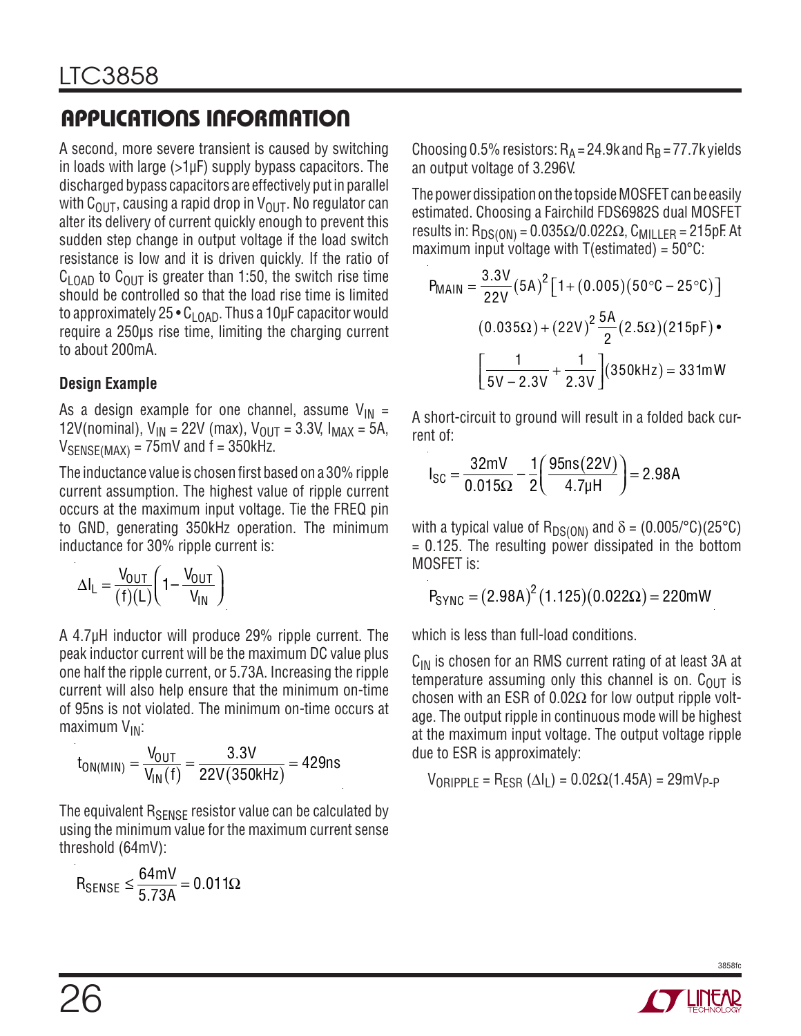## APPLICATIONS INFORMATION

A second, more severe transient is caused by switching in loads with large (>1µF) supply bypass capacitors. The discharged bypass capacitors are effectively put in parallel with $C_{OUT}$, causing a rapid drop in $V_{OUT}$. No regulator can alter its delivery of current quickly enough to prevent this sudden step change in output voltage if the load switch resistance is low and it is driven quickly. If the ratio of $C_{LOAD}$ to $C_{OUT}$ is greater than 1:50, the switch rise time should be controlled so that the load rise time is limited to approximately $25 \bullet C_{LOAD}$. Thus a 10µF capacitor would require a 250µs rise time, limiting the charging current to about 200mA.

### Design Example

As a design example for one channel, assume $V_{IN}$ = 12V(nominal), $V_{IN}$ = 22V (max), $V_{OUT}$ = 3.3V, $I_{MAX}$ = 5A, $V_{SENSE(MAX)}$ = 75mV and f = 350kHz.

The inductance value is chosen first based on a 30% ripple current assumption. The highest value of ripple current occurs at the maximum input voltage. Tie the FREQ pin to GND, generating 350kHz operation. The minimum inductance for 30% ripple current is:

$$\Delta I_L = \frac{V_{OUT}}{(f)(L)}\left(1 - \frac{V_{OUT}}{V_{IN}}\right)$$

A 4.7µH inductor will produce 29% ripple current. The peak inductor current will be the maximum DC value plus one half the ripple current, or 5.73A. Increasing the ripple current will also help ensure that the minimum on-time of 95ns is not violated. The minimum on-time occurs at maximum $V_{IN}$:

$$t_{ON(MIN)} = \frac{V_{OUT}}{V_{IN}(f)} = \frac{3.3V}{22V(350kHz)} = 429ns$$

The equivalent $R_{SENSE}$ resistor value can be calculated by using the minimum value for the maximum current sense threshold (64mV):

$$R_{SENSE} \le \frac{64mV}{5.73A} = 0.011\Omega$$

Choosing 0.5% resistors: $R_A$ = 24.9k and $R_B$ = 77.7k yields an output voltage of 3.296V.

The power dissipation on the topside MOSFET can be easily estimated. Choosing a Fairchild FDS6982S dual MOSFET results in: $R_{DS(ON)} = 0.035\Omega/0.022\Omega$, $C_{MILLER}$ = 215pF. At maximum input voltage with T(estimated) = 50°C:

$$P_{MAIN} = \frac{3.3V}{22V}(5A)^2\left[1 + (0.005)(50°C - 25°C)\right](0.035\Omega) + (22V)^2\frac{5A}{2}(2.5\Omega)(215pF) \bullet \left[\frac{1}{5V - 2.3V} + \frac{1}{2.3V}\right](350kHz) = 331mW$$

A short-circuit to ground will result in a folded back current of:

$$I_{SC} = \frac{32mV}{0.015\Omega} - \frac{1}{2}\left(\frac{95ns(22V)}{4.7\mu H}\right) = 2.98A$$

with a typical value of $R_{DS(ON)}$ and δ = (0.005/°C)(25°C) = 0.125. The resulting power dissipated in the bottom MOSFET is:

$$P_{SYNC} = (2.98A)^2(1.125)(0.022\Omega) = 220mW$$

which is less than full-load conditions.

$C_{IN}$ is chosen for an RMS current rating of at least 3A at temperature assuming only this channel is on. $C_{OUT}$ is chosen with an ESR of 0.02Ω for low output ripple voltage. The output ripple in continuous mode will be highest at the maximum input voltage. The output voltage ripple due to ESR is approximately:

$$V_{ORIPPLE} = R_{ESR}(\Delta I_L) = 0.02\Omega(1.45A) = 29mV_{P-P}$$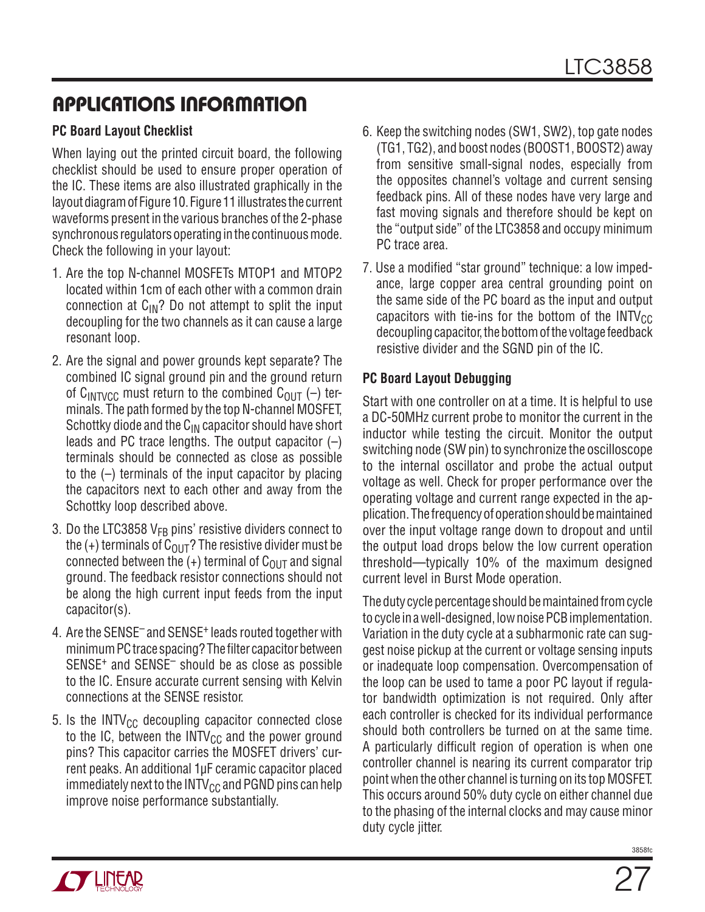## APPLICATIONS INFORMATION

### PC Board Layout Checklist

When laying out the printed circuit board, the following checklist should be used to ensure proper operation of the IC. These items are also illustrated graphically in the layout diagram of Figure 10. Figure 11 illustrates the current waveforms present in the various branches of the 2-phase synchronous regulators operating in the continuous mode. Check the following in your layout:

1. Are the top N-channel MOSFETs MTOP1 and MTOP2 located within 1cm of each other with a common drain connection at $C_{IN}$? Do not attempt to split the input decoupling for the two channels as it can cause a large resonant loop.
2. Are the signal and power grounds kept separate? The combined IC signal ground pin and the ground return of $C_{INTVCC}$ must return to the combined $C_{OUT}$ (–) terminals. The path formed by the top N-channel MOSFET, Schottky diode and the $C_{IN}$ capacitor should have short leads and PC trace lengths. The output capacitor (–) terminals should be connected as close as possible to the (–) terminals of the input capacitor by placing the capacitors next to each other and away from the Schottky loop described above.
3. Do the LTC3858 $V_{FB}$ pins' resistive dividers connect to the (+) terminals of $C_{OUT}$? The resistive divider must be connected between the (+) terminal of $C_{OUT}$ and signal ground. The feedback resistor connections should not be along the high current input feeds from the input capacitor(s).
4. Are the $SENSE^–$ and $SENSE^+$ leads routed together with minimum PC trace spacing? The filter capacitor between $SENSE^+$ and $SENSE^–$ should be as close as possible to the IC. Ensure accurate current sensing with Kelvin connections at the SENSE resistor.
5. Is the $INTV_{CC}$ decoupling capacitor connected close to the IC, between the $INTV_{CC}$ and the power ground pins? This capacitor carries the MOSFET drivers' current peaks. An additional 1µF ceramic capacitor placed immediately next to the $INTV_{CC}$ and PGND pins can help improve noise performance substantially.
6. Keep the switching nodes (SW1, SW2), top gate nodes (TG1, TG2), and boost nodes (BOOST1, BOOST2) away from sensitive small-signal nodes, especially from the opposites channel's voltage and current sensing feedback pins. All of these nodes have very large and fast moving signals and therefore should be kept on the "output side" of the LTC3858 and occupy minimum PC trace area.
7. Use a modified "star ground" technique: a low impedance, large copper area central grounding point on the same side of the PC board as the input and output capacitors with tie-ins for the bottom of the $INTV_{CC}$ decoupling capacitor, the bottom of the voltage feedback resistive divider and the SGND pin of the IC.

### PC Board Layout Debugging

Start with one controller on at a time. It is helpful to use a DC-50MHz current probe to monitor the current in the inductor while testing the circuit. Monitor the output switching node (SW pin) to synchronize the oscilloscope to the internal oscillator and probe the actual output voltage as well. Check for proper performance over the operating voltage and current range expected in the application. The frequency of operation should be maintained over the input voltage range down to dropout and until the output load drops below the low current operation threshold—typically 10% of the maximum designed current level in Burst Mode operation.

The duty cycle percentage should be maintained from cycle to cycle in a well-designed, low noise PCB implementation. Variation in the duty cycle at a subharmonic rate can suggest noise pickup at the current or voltage sensing inputs or inadequate loop compensation. Overcompensation of the loop can be used to tame a poor PC layout if regulator bandwidth optimization is not required. Only after each controller is checked for its individual performance should both controllers be turned on at the same time. A particularly difficult region of operation is when one controller channel is nearing its current comparator trip point when the other channel is turning on its top MOSFET. This occurs around 50% duty cycle on either channel due to the phasing of the internal clocks and may cause minor duty cycle jitter.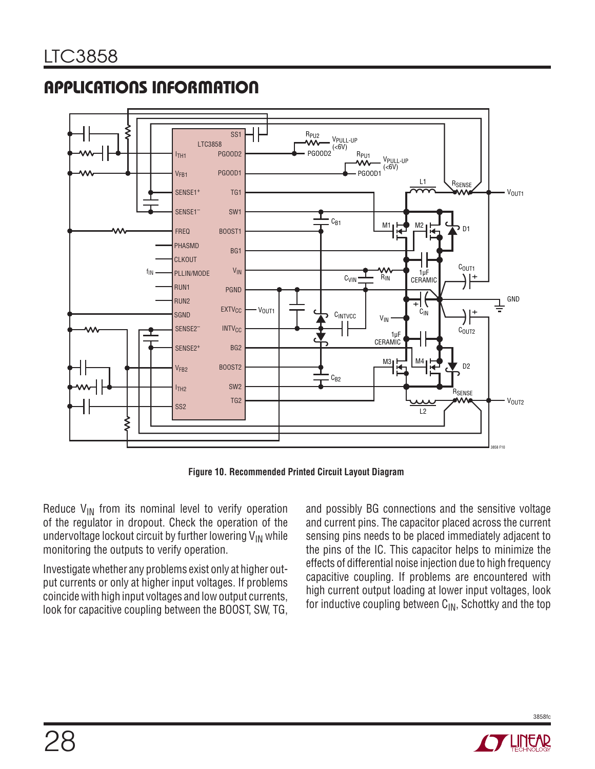## APPLICATIONS INFORMATION

Figure 10. Recommended Printed Circuit Layout Diagram

Reduce $V_{IN}$ from its nominal level to verify operation of the regulator in dropout. Check the operation of the undervoltage lockout circuit by further lowering $V_{IN}$ while monitoring the outputs to verify operation.

Investigate whether any problems exist only at higher output currents or only at higher input voltages. If problems coincide with high input voltages and low output currents, look for capacitive coupling between the BOOST, SW, TG, and possibly BG connections and the sensitive voltage and current pins. The capacitor placed across the current sensing pins needs to be placed immediately adjacent to the pins of the IC. This capacitor helps to minimize the effects of differential noise injection due to high frequency capacitive coupling. If problems are encountered with high current output loading at lower input voltages, look for inductive coupling between $C_{IN}$, Schottky and the top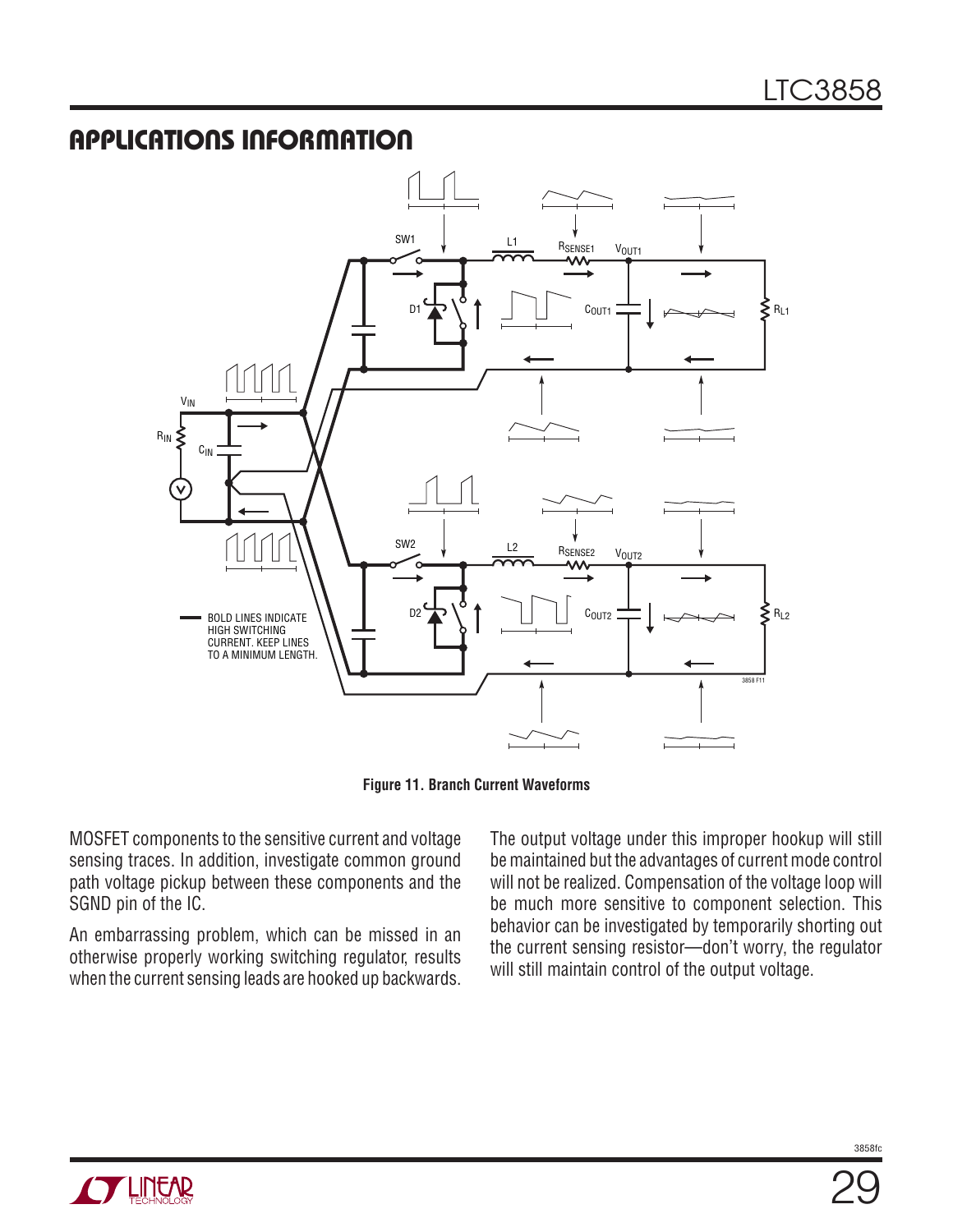## APPLICATIONS INFORMATION

Figure 11. Branch Current Waveforms

MOSFET components to the sensitive current and voltage sensing traces. In addition, investigate common ground path voltage pickup between these components and the SGND pin of the IC.

An embarrassing problem, which can be missed in an otherwise properly working switching regulator, results when the current sensing leads are hooked up backwards. The output voltage under this improper hookup will still be maintained but the advantages of current mode control will not be realized. Compensation of the voltage loop will be much more sensitive to component selection. This behavior can be investigated by temporarily shorting out the current sensing resistor—don't worry, the regulator will still maintain control of the output voltage.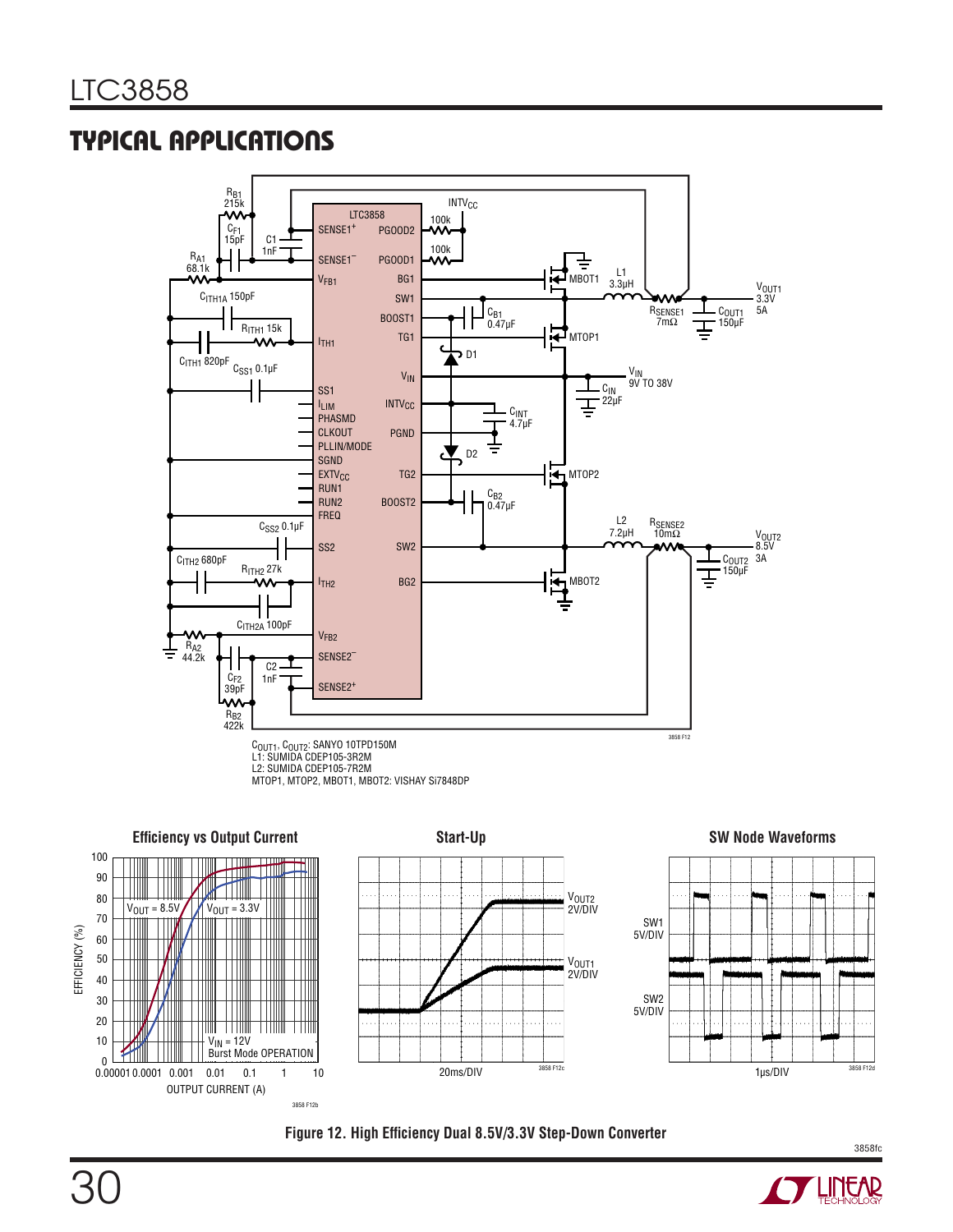## TYPICAL APPLICATIONS

$C_{OUT1}$, $C_{OUT2}$: SANYO 10TPD150M
L1: SUMIDA CDEP105-3R2M
L2: SUMIDA CDEP105-7R2M
MTOP1, MTOP2, MBOT1, MBOT2: VISHAY Si7848DP

**Efficiency vs Output Current**

**Start-Up**

**SW Node Waveforms**

**Figure 12. High Efficiency Dual 8.5V/3.3V Step-Down Converter**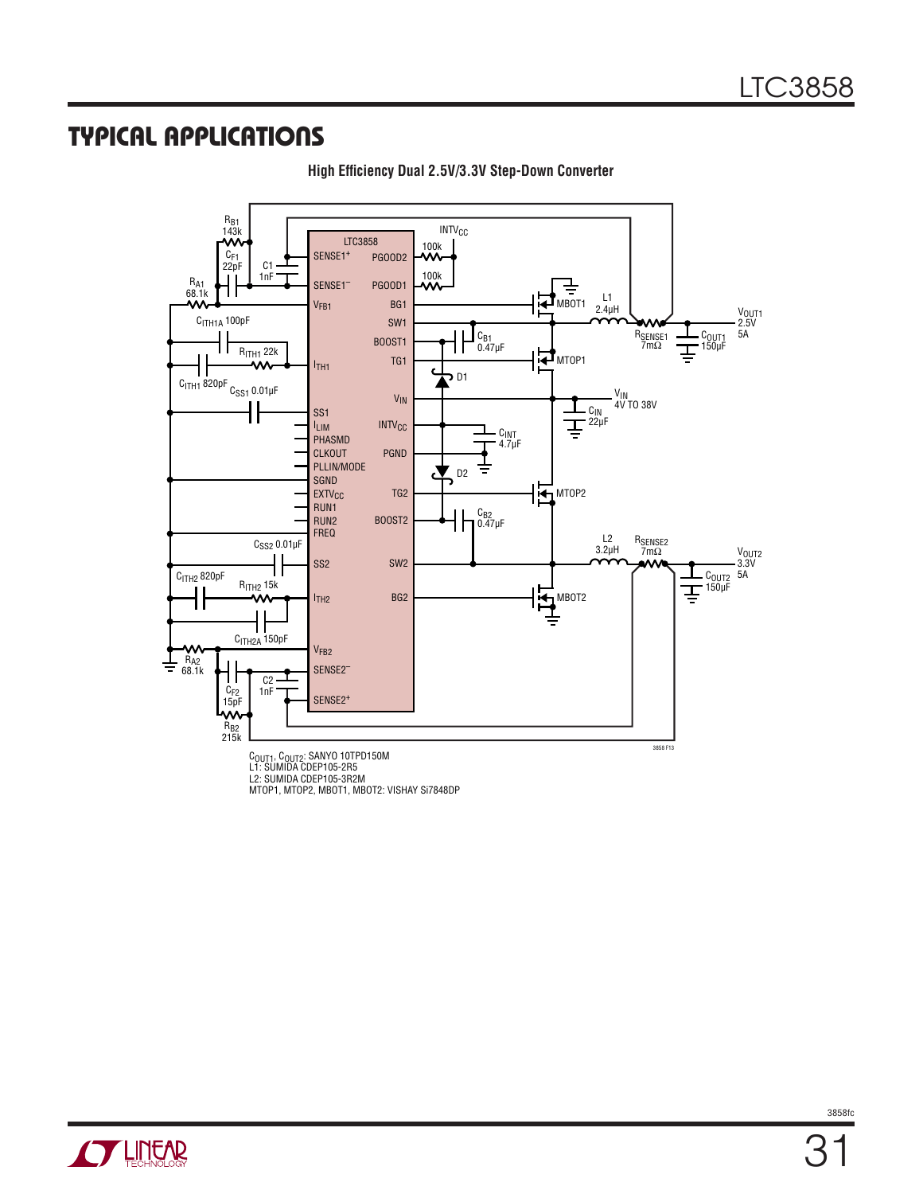## TYPICAL APPLICATIONS

**High Efficiency Dual 2.5V/3.3V Step-Down Converter**

$C_{OUT1}$, $C_{OUT2}$: SANYO 10TPD150M
L1: SUMIDA CDEP105-2R5
L2: SUMIDA CDEP105-3R2M
MTOP1, MTOP2, MBOT1, MBOT2: VISHAY Si7848DP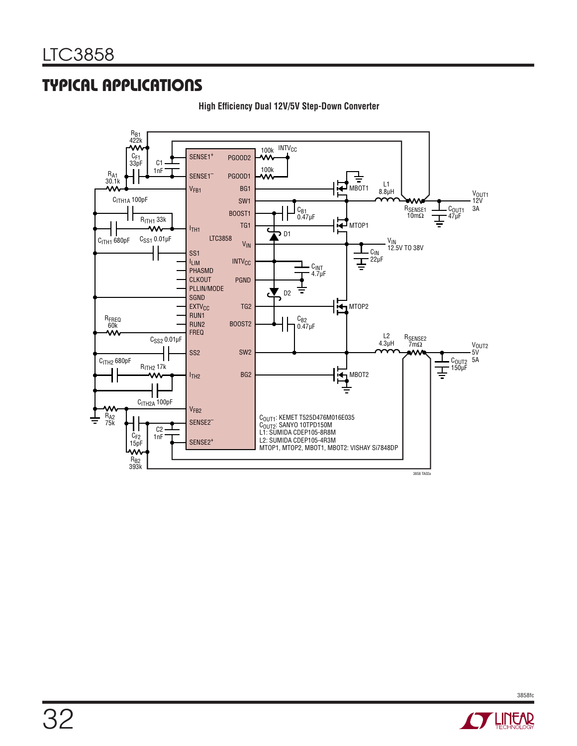## TYPICAL APPLICATIONS

**High Efficiency Dual 12V/5V Step-Down Converter**

$C_{OUT1}$: KEMET T525D476M016E035
$C_{OUT2}$: SANYO 10TPD150M
L1: SUMIDA CDEP105-8R8M
L2: SUMIDA CDEP105-4R3M
MTOP1, MTOP2, MBOT1, MBOT2: VISHAY Si7848DP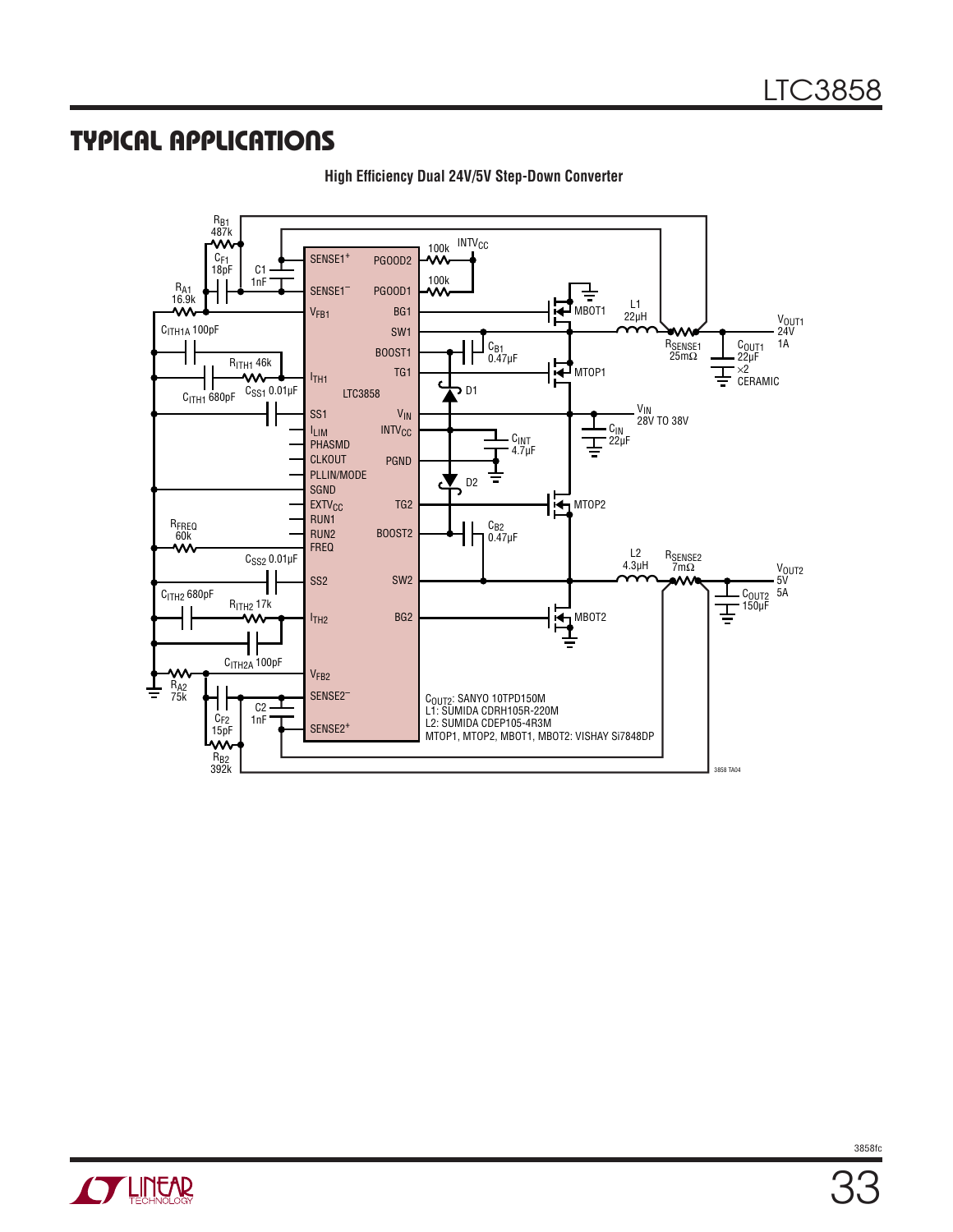## TYPICAL APPLICATIONS

**High Efficiency Dual 24V/5V Step-Down Converter**

$C_{OUT2}$: SANYO 10TPD150M
L1: SUMIDA CDRH105R-220M
L2: SUMIDA CDEP105-4R3M
MTOP1, MTOP2, MBOT1, MBOT2: VISHAY Si7848DP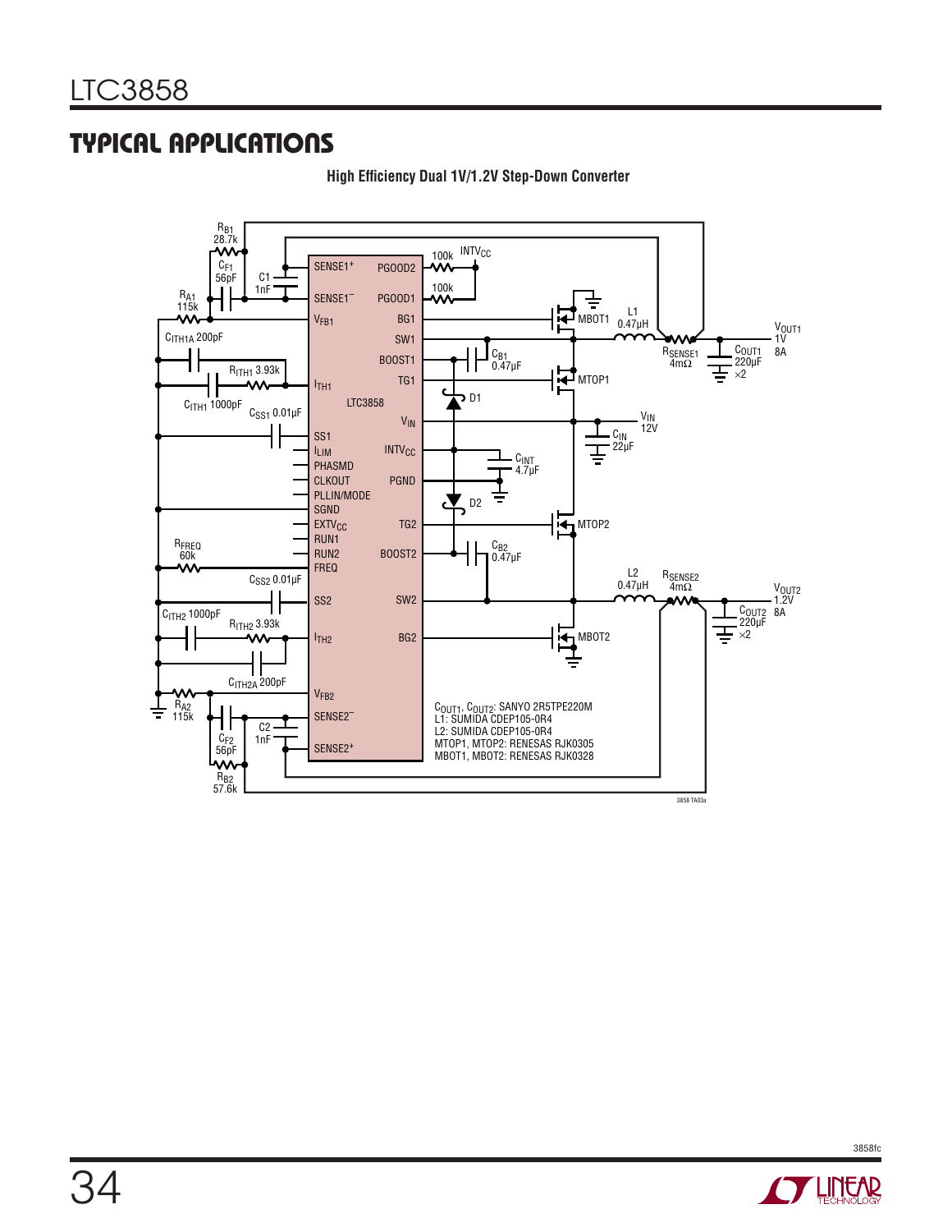## TYPICAL APPLICATIONS

**High Efficiency Dual 1V/1.2V Step-Down Converter**

$C_{OUT1}$, $C_{OUT2}$: SANYO 2R5TPE220M
L1: SUMIDA CDEP105-0R4
L2: SUMIDA CDEP105-0R4
MTOP1, MTOP2: RENESAS RJK0305
MBOT1, MBOT2: RENESAS RJK0328

3858 TA03a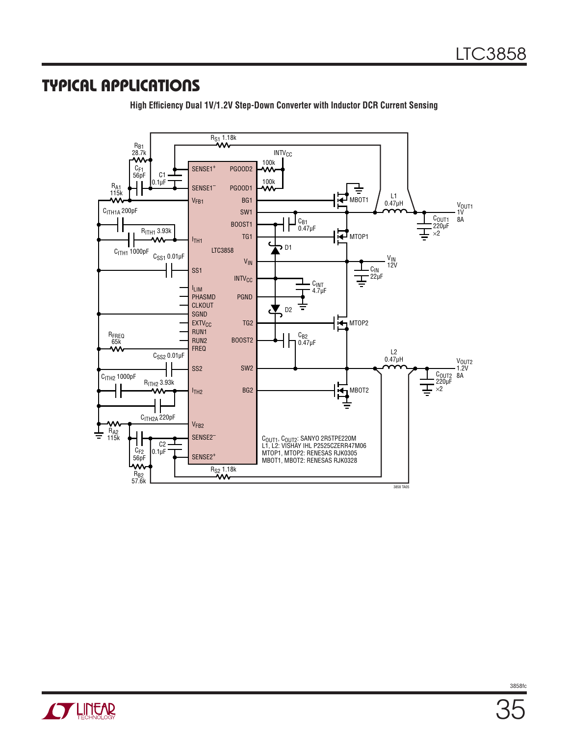## TYPICAL APPLICATIONS

**High Efficiency Dual 1V/1.2V Step-Down Converter with Inductor DCR Current Sensing**

$C_{OUT1}$, $C_{OUT2}$: SANYO 2R5TPE220M
L1, L2: VISHAY IHL P2525CZERR47M06
MTOP1, MTOP2: RENESAS RJK0305
MBOT1, MBOT2: RENESAS RJK0328

3858 TA05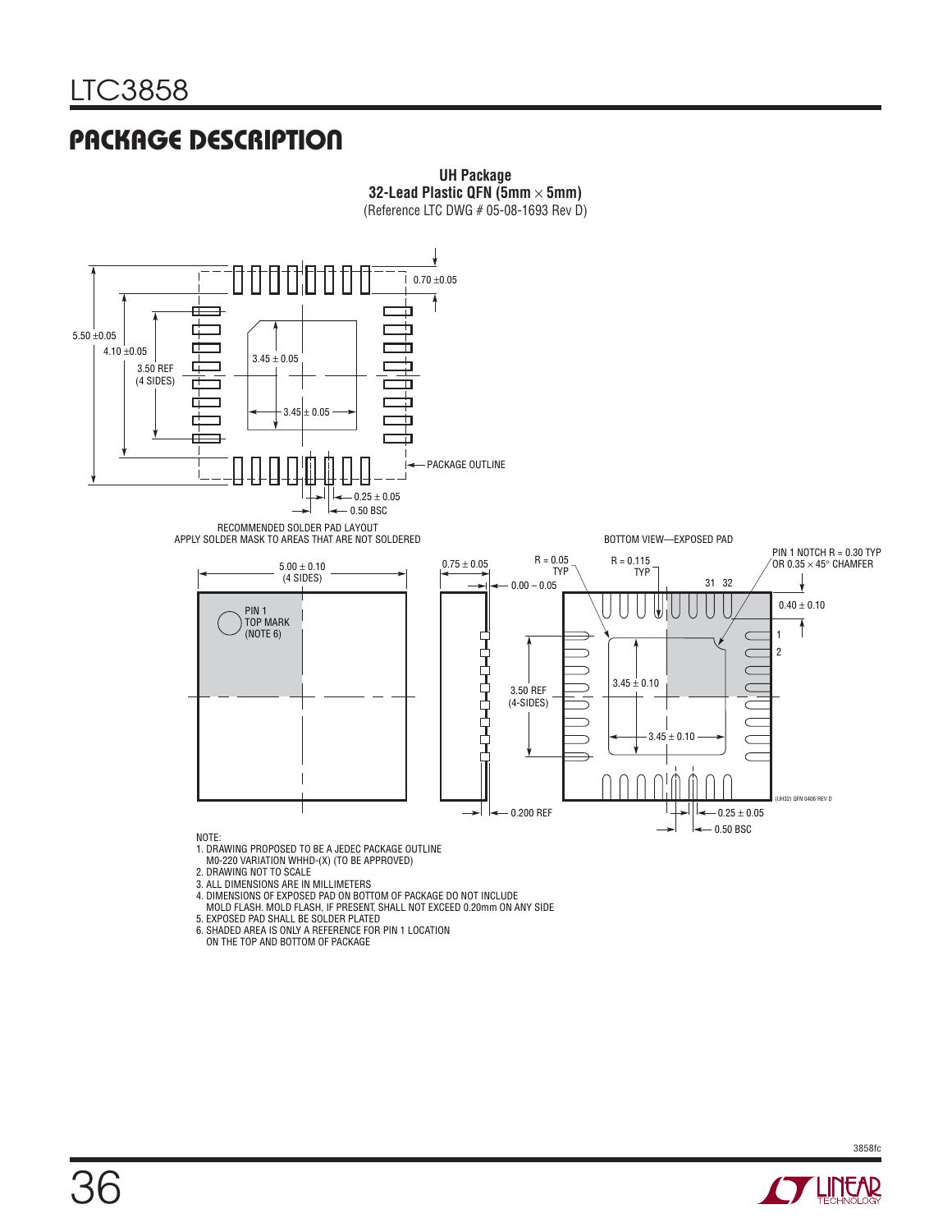## PACKAGE DESCRIPTION

**UH Package**
**32-Lead Plastic QFN (5mm × 5mm)**
(Reference LTC DWG # 05-08-1693 Rev D)

RECOMMENDED SOLDER PAD LAYOUT
APPLY SOLDER MASK TO AREAS THAT ARE NOT SOLDERED

5.50 ±0.05
4.10 ±0.05
3.50 REF (4 SIDES)
3.45 ± 0.05
3.45 ± 0.05
0.70 ±0.05
PACKAGE OUTLINE
0.25 ± 0.05
0.50 BSC

BOTTOM VIEW—EXPOSED PAD

5.00 ± 0.10 (4 SIDES)
PIN 1 TOP MARK (NOTE 6)
0.75 ± 0.05
0.00 – 0.05
0.200 REF
R = 0.05 TYP
R = 0.115 TYP
PIN 1 NOTCH R = 0.30 TYP OR 0.35 × 45° CHAMFER
31 32
1
2
0.40 ± 0.10
3.50 REF (4-SIDES)
3.45 ± 0.10
3.45 ± 0.10
0.25 ± 0.05
0.50 BSC
(UH32) QFN 0406 REV D

NOTE:
1. DRAWING PROPOSED TO BE A JEDEC PACKAGE OUTLINE M0-220 VARIATION WHHD-(X) (TO BE APPROVED)
2. DRAWING NOT TO SCALE
3. ALL DIMENSIONS ARE IN MILLIMETERS
4. DIMENSIONS OF EXPOSED PAD ON BOTTOM OF PACKAGE DO NOT INCLUDE MOLD FLASH. MOLD FLASH, IF PRESENT, SHALL NOT EXCEED 0.20mm ON ANY SIDE
5. EXPOSED PAD SHALL BE SOLDER PLATED
6. SHADED AREA IS ONLY A REFERENCE FOR PIN 1 LOCATION ON THE TOP AND BOTTOM OF PACKAGE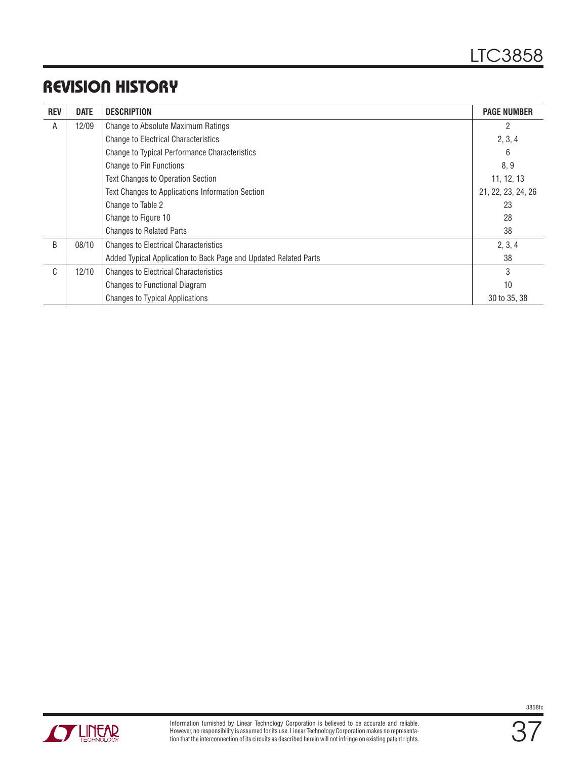## REVISION HISTORY

| REV | DATE | DESCRIPTION | PAGE NUMBER |
|---|---|---|---|
| A | 12/09 | Change to Absolute Maximum Ratings | 2 |
| | | Change to Electrical Characteristics | 2, 3, 4 |
| | | Change to Typical Performance Characteristics | 6 |
| | | Change to Pin Functions | 8, 9 |
| | | Text Changes to Operation Section | 11, 12, 13 |
| | | Text Changes to Applications Information Section | 21, 22, 23, 24, 26 |
| | | Change to Table 2 | 23 |
| | | Change to Figure 10 | 28 |
| | | Changes to Related Parts | 38 |
| B | 08/10 | Changes to Electrical Characteristics | 2, 3, 4 |
| | | Added Typical Application to Back Page and Updated Related Parts | 38 |
| C | 12/10 | Changes to Electrical Characteristics | 3 |
| | | Changes to Functional Diagram | 10 |
| | | Changes to Typical Applications | 30 to 35, 38 |

Information furnished by Linear Technology Corporation is believed to be accurate and reliable. However, no responsibility is assumed for its use. Linear Technology Corporation makes no representation that the interconnection of its circuits as described herein will not infringe on existing patent rights.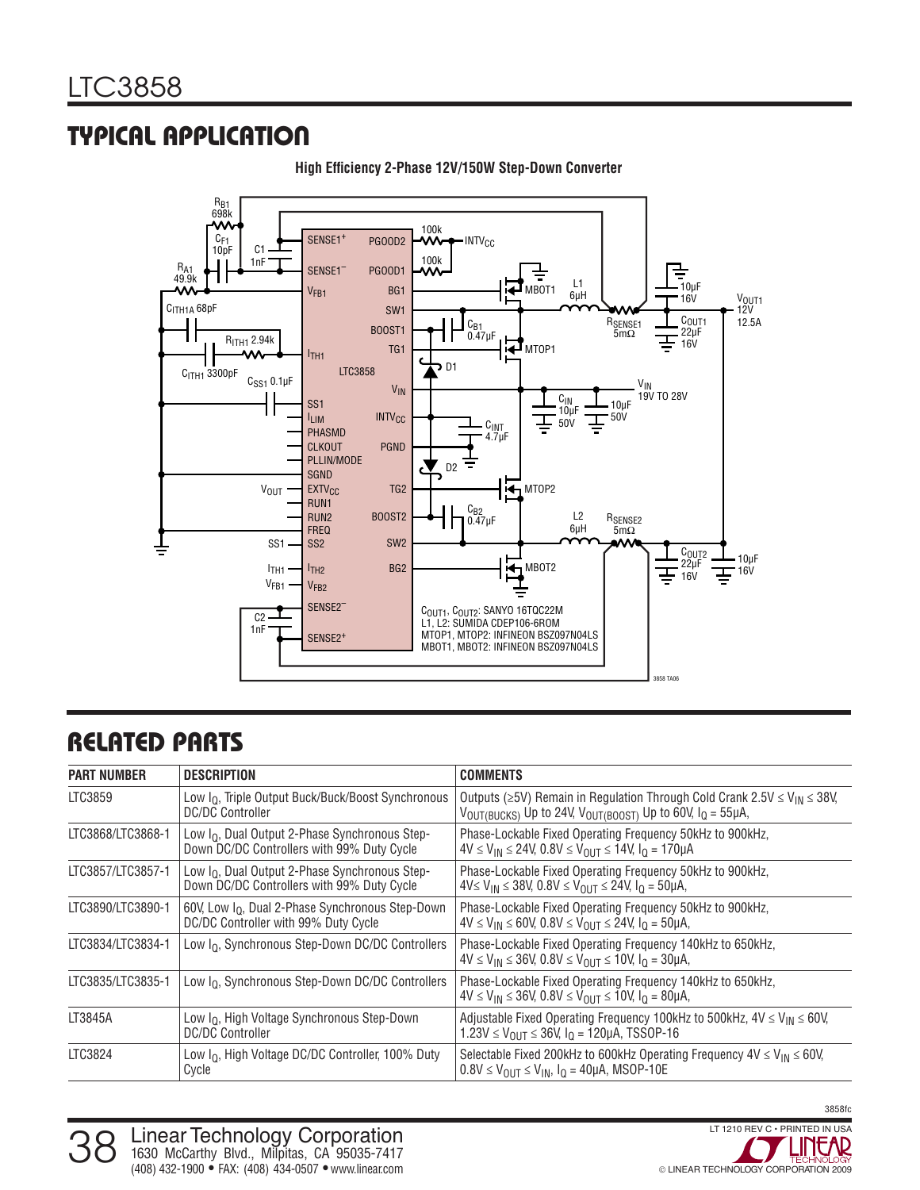## TYPICAL APPLICATION

**High Efficiency 2-Phase 12V/150W Step-Down Converter**

$R_{B1}$ 698k
$C_{F1}$ 10pF
C1 1nF
$R_{A1}$ 49.9k
$C_{ITH1A}$ 68pF
$R_{ITH1}$ 2.94k
$C_{ITH1}$ 3300pF
$C_{SS1}$ 0.1µF
SENSE1+
SENSE1–
$V_{FB1}$
$I_{TH1}$
LTC3858
SS1
$I_{LIM}$
PHASMD
CLKOUT
PLLIN/MODE
SGND
$V_{OUT}$ — $EXTV_{CC}$
RUN1
RUN2
FREQ
SS1 — SS2
$I_{TH1}$ — $I_{TH2}$
$V_{FB1}$ — $V_{FB2}$
SENSE2–
C2 1nF
SENSE2+
PGOOD2
PGOOD1
BG1
SW1
BOOST1
TG1
$V_{IN}$
$INTV_{CC}$
PGND
TG2
BOOST2
SW2
BG2
100k — $INTV_{CC}$
100k
MBOT1
L1 6µH
$R_{SENSE1}$ 5mΩ
10µF 16V
$C_{OUT1}$ 22µF 16V
$V_{OUT1}$ 12V 12.5A
$C_{B1}$ 0.47µF
MTOP1
D1
$V_{IN}$ 19V TO 28V
$C_{IN}$ 10µF 50V
10µF 50V
$C_{INT}$ 4.7µF
D2
MTOP2
$C_{B2}$ 0.47µF
L2 6µH
$R_{SENSE2}$ 5mΩ
$C_{OUT2}$ 22µF 16V
10µF 16V
MBOT2

$C_{OUT1}$, $C_{OUT2}$: SANYO 16TQC22M
L1, L2: SUMIDA CDEP106-6R0M
MTOP1, MTOP2: INFINEON BSZ097N04LS
MBOT1, MBOT2: INFINEON BSZ097N04LS

3858 TA06

## RELATED PARTS

| PART NUMBER | DESCRIPTION | COMMENTS |
|---|---|---|
| LTC3859 | Low $I_Q$, Triple Output Buck/Buck/Boost Synchronous DC/DC Controller | Outputs (≥5V) Remain in Regulation Through Cold Crank 2.5V ≤ $V_{IN}$ ≤ 38V, $V_{OUT(BUCKS)}$ Up to 24V, $V_{OUT(BOOST)}$ Up to 60V, $I_Q$ = 55µA, |
| LTC3868/LTC3868-1 | Low $I_Q$, Dual Output 2-Phase Synchronous Step-Down DC/DC Controllers with 99% Duty Cycle | Phase-Lockable Fixed Operating Frequency 50kHz to 900kHz, 4V ≤ $V_{IN}$ ≤ 24V, 0.8V ≤ $V_{OUT}$ ≤ 14V, $I_Q$ = 170µA |
| LTC3857/LTC3857-1 | Low $I_Q$, Dual Output 2-Phase Synchronous Step-Down DC/DC Controllers with 99% Duty Cycle | Phase-Lockable Fixed Operating Frequency 50kHz to 900kHz, 4V≤ $V_{IN}$ ≤ 38V, 0.8V ≤ $V_{OUT}$ ≤ 24V, $I_Q$ = 50µA, |
| LTC3890/LTC3890-1 | 60V, Low $I_Q$, Dual 2-Phase Synchronous Step-Down DC/DC Controller with 99% Duty Cycle | Phase-Lockable Fixed Operating Frequency 50kHz to 900kHz, 4V ≤ $V_{IN}$ ≤ 60V, 0.8V ≤ $V_{OUT}$ ≤ 24V, $I_Q$ = 50µA, |
| LTC3834/LTC3834-1 | Low $I_Q$, Synchronous Step-Down DC/DC Controllers | Phase-Lockable Fixed Operating Frequency 140kHz to 650kHz, 4V ≤ $V_{IN}$ ≤ 36V, 0.8V ≤ $V_{OUT}$ ≤ 10V, $I_Q$ = 30µA, |
| LTC3835/LTC3835-1 | Low $I_Q$, Synchronous Step-Down DC/DC Controllers | Phase-Lockable Fixed Operating Frequency 140kHz to 650kHz, 4V ≤ $V_{IN}$ ≤ 36V, 0.8V ≤ $V_{OUT}$ ≤ 10V, $I_Q$ = 80µA, |
| LT3845A | Low $I_Q$, High Voltage Synchronous Step-Down DC/DC Controller | Adjustable Fixed Operating Frequency 100kHz to 500kHz, 4V ≤ $V_{IN}$ ≤ 60V, 1.23V ≤ $V_{OUT}$ ≤ 36V, $I_Q$ = 120µA, TSSOP-16 |
| LTC3824 | Low $I_Q$, High Voltage DC/DC Controller, 100% Duty Cycle | Selectable Fixed 200kHz to 600kHz Operating Frequency 4V ≤ $V_{IN}$ ≤ 60V, 0.8V ≤ $V_{OUT}$ ≤ $V_{IN}$, $I_Q$ = 40µA, MSOP-10E |

Linear Technology Corporation
1630 McCarthy Blvd., Milpitas, CA 95035-7417
(408) 432-1900 • FAX: (408) 434-0507 • www.linear.com

LT 1210 REV C • PRINTED IN USA
© LINEAR TECHNOLOGY CORPORATION 2009